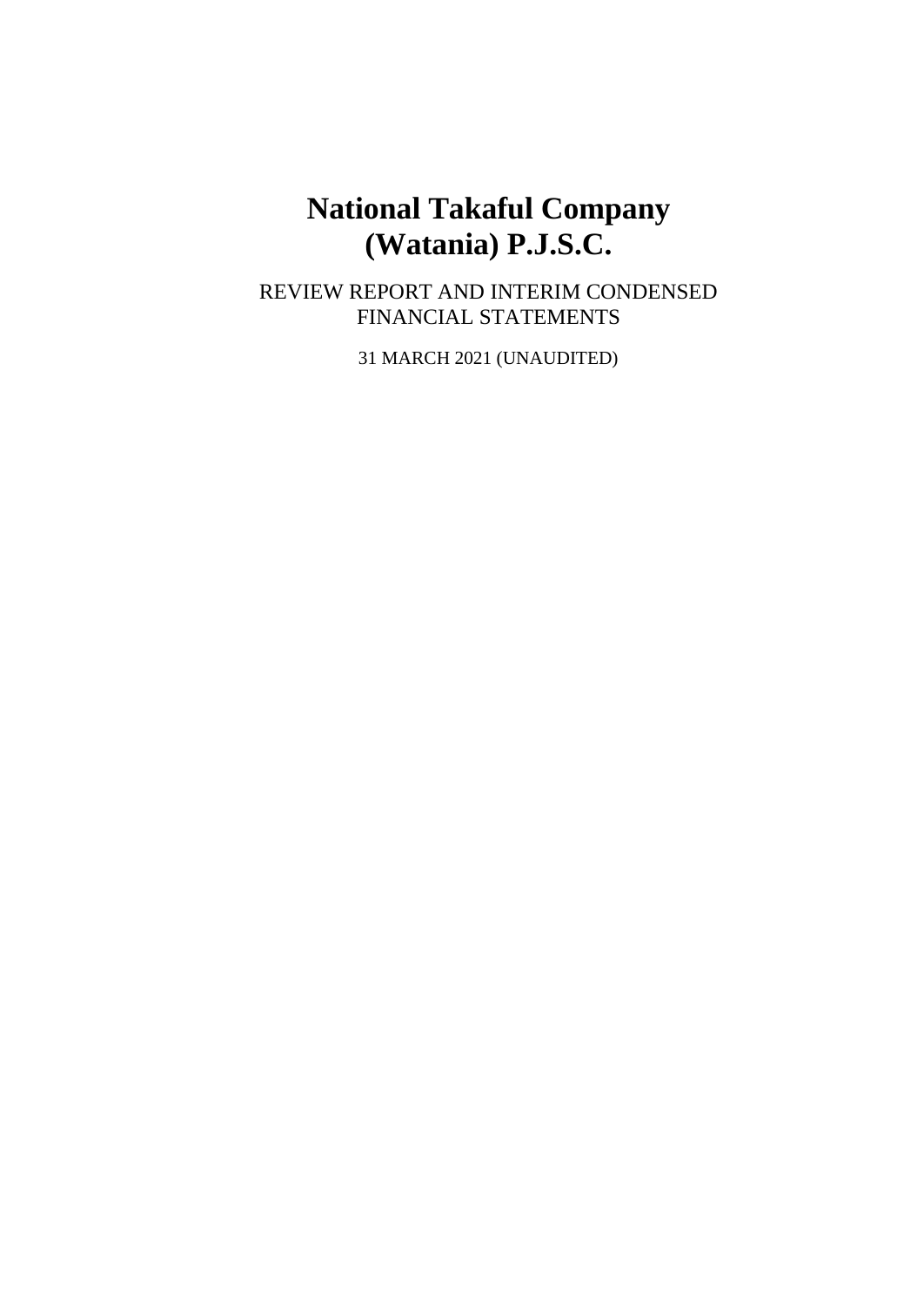# National Takaful Company (Watania) P.J.S.C.

REVIEW REPORT AND INTERIM CONDENSED FINANCIAL STATEMENTS

31 MARCH 2021 (UNAUDITED)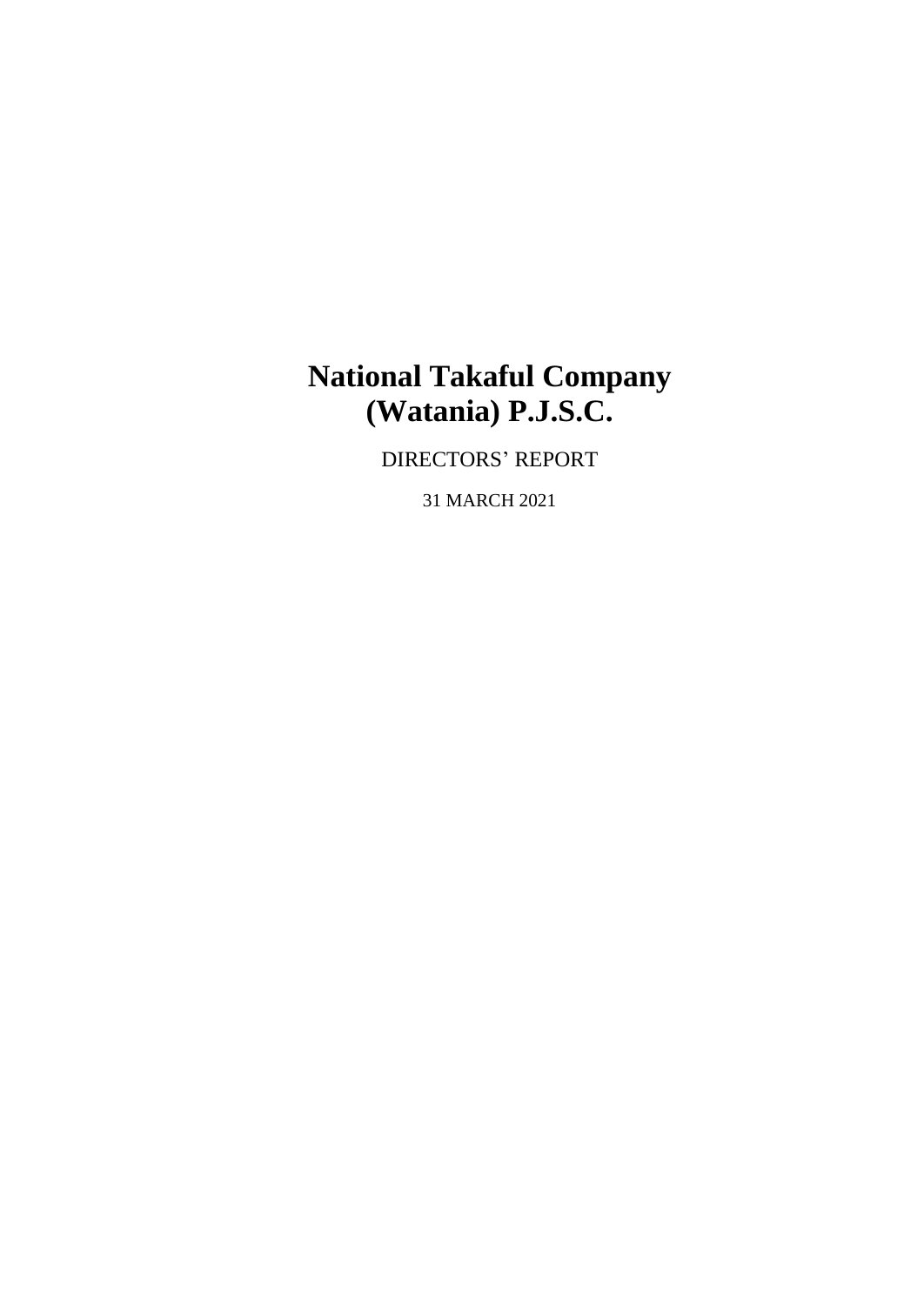# National Takaful Company (Watania) P.J.S.C.

DIRECTORS' REPORT

31 MARCH 2021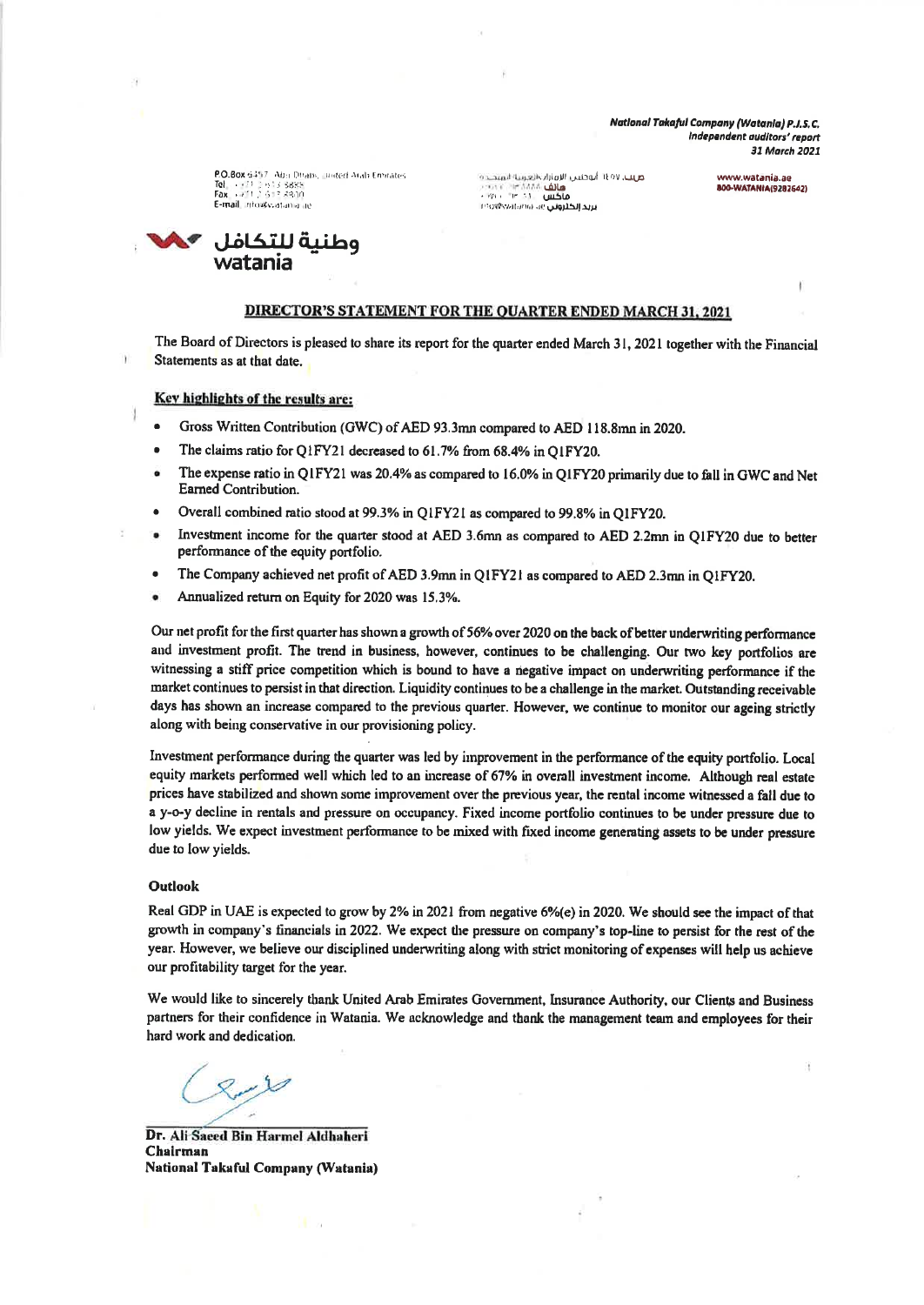P.O.Box 6457, Abu Dhabi, United Arab Emirates
Tel. +971 2 613 5888
Fax +971 2 613 8830
E-mail info@watania.ae

www.watania.ae
800-WATANIA(9282642)

وطنية للتكافل
watania

## DIRECTOR'S STATEMENT FOR THE QUARTER ENDED MARCH 31, 2021

The Board of Directors is pleased to share its report for the quarter ended March 31, 2021 together with the Financial Statements as at that date.

**Key highlights of the results are:**

- Gross Written Contribution (GWC) of AED 93.3mn compared to AED 118.8mn in 2020.
- The claims ratio for Q1FY21 decreased to 61.7% from 68.4% in Q1FY20.
- The expense ratio in Q1FY21 was 20.4% as compared to 16.0% in Q1FY20 primarily due to fall in GWC and Net Earned Contribution.
- Overall combined ratio stood at 99.3% in Q1FY21 as compared to 99.8% in Q1FY20.
- Investment income for the quarter stood at AED 3.6mn as compared to AED 2.2mn in Q1FY20 due to better performance of the equity portfolio.
- The Company achieved net profit of AED 3.9mn in Q1FY21 as compared to AED 2.3mn in Q1FY20.
- Annualized return on Equity for 2020 was 15.3%.

Our net profit for the first quarter has shown a growth of 56% over 2020 on the back of better underwriting performance and investment profit. The trend in business, however, continues to be challenging. Our two key portfolios are witnessing a stiff price competition which is bound to have a negative impact on underwriting performance if the market continues to persist in that direction. Liquidity continues to be a challenge in the market. Outstanding receivable days has shown an increase compared to the previous quarter. However, we continue to monitor our ageing strictly along with being conservative in our provisioning policy.

Investment performance during the quarter was led by improvement in the performance of the equity portfolio. Local equity markets performed well which led to an increase of 67% in overall investment income. Although real estate prices have stabilized and shown some improvement over the previous year, the rental income witnessed a fall due to a y-o-y decline in rentals and pressure on occupancy. Fixed income portfolio continues to be under pressure due to low yields. We expect investment performance to be mixed with fixed income generating assets to be under pressure due to low yields.

**Outlook**

Real GDP in UAE is expected to grow by 2% in 2021 from negative 6%(e) in 2020. We should see the impact of that growth in company's financials in 2022. We expect the pressure on company's top-line to persist for the rest of the year. However, we believe our disciplined underwriting along with strict monitoring of expenses will help us achieve our profitability target for the year.

We would like to sincerely thank United Arab Emirates Government, Insurance Authority, our Clients and Business partners for their confidence in Watania. We acknowledge and thank the management team and employees for their hard work and dedication.

**Dr. Ali Saeed Bin Harmel Aldhaheri**
**Chairman**
**National Takaful Company (Watania)**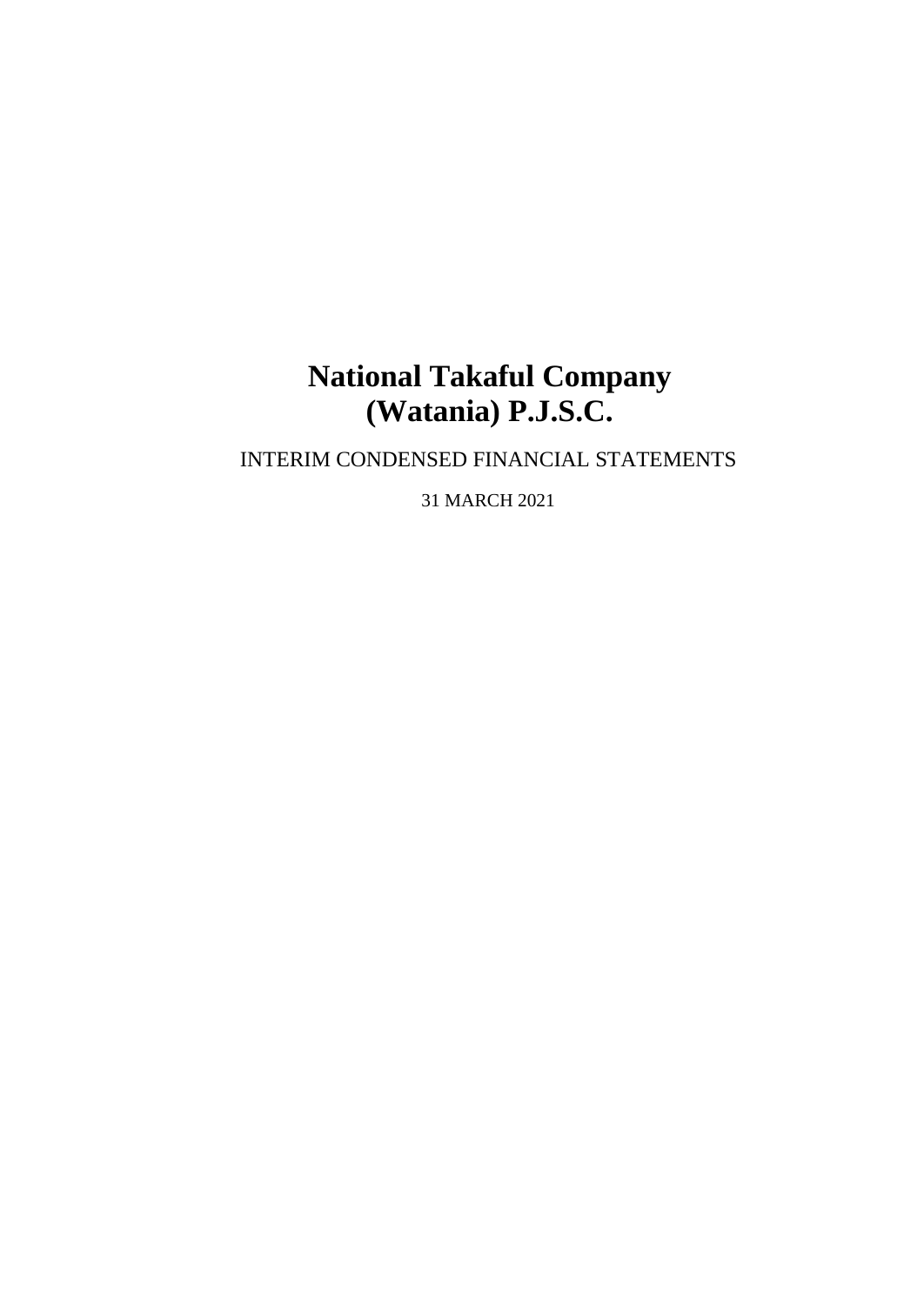# National Takaful Company (Watania) P.J.S.C.

INTERIM CONDENSED FINANCIAL STATEMENTS

31 MARCH 2021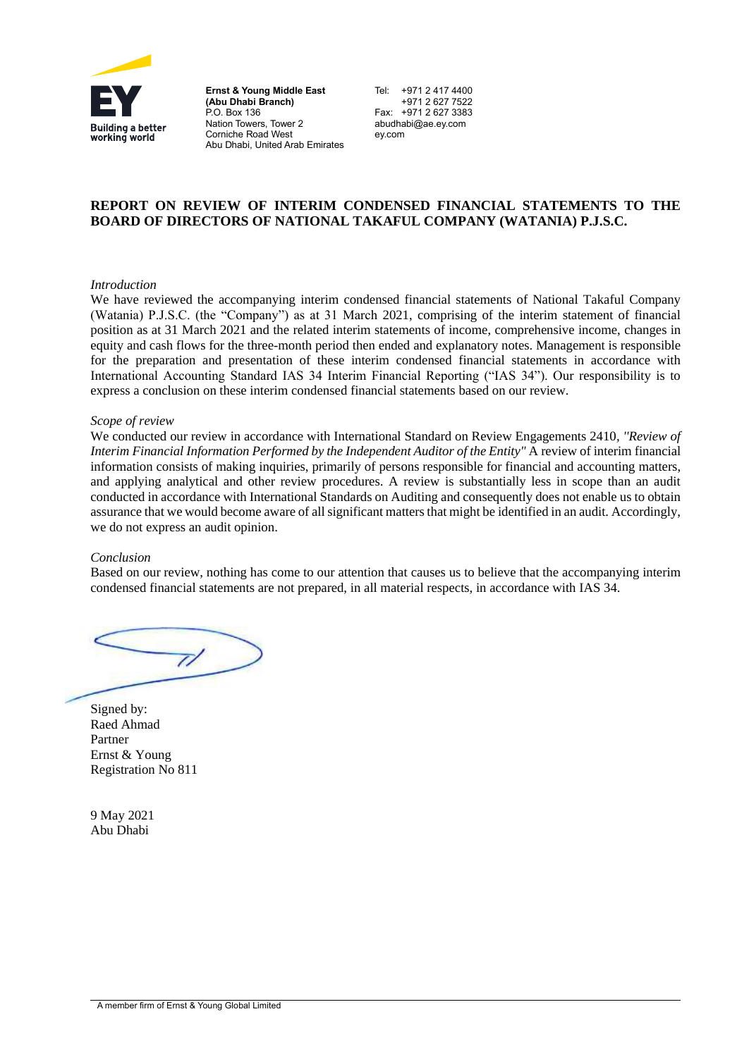**Building a better working world**

**Ernst & Young Middle East (Abu Dhabi Branch)**
P.O. Box 136
Nation Towers, Tower 2
Corniche Road West
Abu Dhabi, United Arab Emirates

Tel: +971 2 417 4400
+971 2 627 7522
Fax: +971 2 627 3383
abudhabi@ae.ey.com
ey.com

# REPORT ON REVIEW OF INTERIM CONDENSED FINANCIAL STATEMENTS TO THE BOARD OF DIRECTORS OF NATIONAL TAKAFUL COMPANY (WATANIA) P.J.S.C.

*Introduction*

We have reviewed the accompanying interim condensed financial statements of National Takaful Company (Watania) P.J.S.C. (the "Company") as at 31 March 2021, comprising of the interim statement of financial position as at 31 March 2021 and the related interim statements of income, comprehensive income, changes in equity and cash flows for the three-month period then ended and explanatory notes. Management is responsible for the preparation and presentation of these interim condensed financial statements in accordance with International Accounting Standard IAS 34 Interim Financial Reporting ("IAS 34"). Our responsibility is to express a conclusion on these interim condensed financial statements based on our review.

*Scope of review*

We conducted our review in accordance with International Standard on Review Engagements 2410, *"Review of Interim Financial Information Performed by the Independent Auditor of the Entity"* A review of interim financial information consists of making inquiries, primarily of persons responsible for financial and accounting matters, and applying analytical and other review procedures. A review is substantially less in scope than an audit conducted in accordance with International Standards on Auditing and consequently does not enable us to obtain assurance that we would become aware of all significant matters that might be identified in an audit. Accordingly, we do not express an audit opinion.

*Conclusion*

Based on our review, nothing has come to our attention that causes us to believe that the accompanying interim condensed financial statements are not prepared, in all material respects, in accordance with IAS 34.

Signed by:
Raed Ahmad
Partner
Ernst & Young
Registration No 811

9 May 2021
Abu Dhabi

A member firm of Ernst & Young Global Limited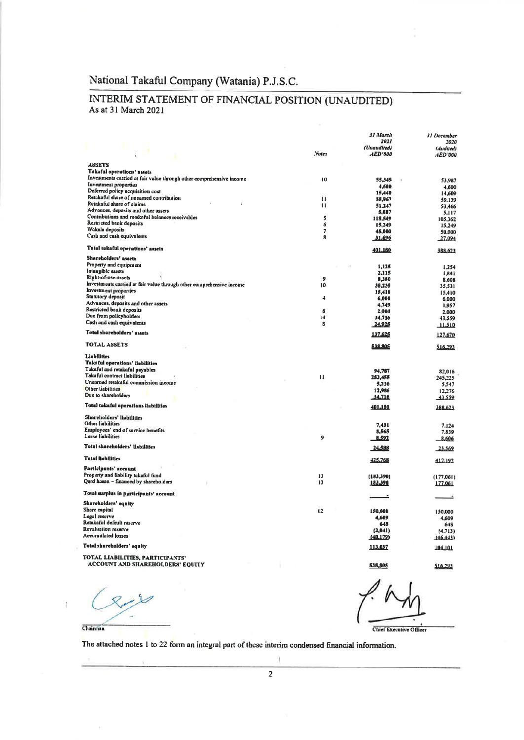# National Takaful Company (Watania) P.J.S.C.

## INTERIM STATEMENT OF FINANCIAL POSITION (UNAUDITED)

As at 31 March 2021

| | Notes | *31 March 2021 (Unaudited) AED'000* | *31 December 2020 (Audited) AED'000* |
|---|---|---|---|
| **ASSETS** | | | |
| **Takaful operations' assets** | | | |
| Investments carried at fair value through other comprehensive income | 10 | 55,345 | 53,987 |
| Investment properties | | 4,600 | 4,600 |
| Deferred policy acquisition cost | | 15,440 | 14,609 |
| Retakaful share of unearned contribution | 11 | 58,967 | 59,139 |
| Retakaful share of claims | 11 | 51,247 | 53,466 |
| Advances, deposits and other assets | | 5,087 | 5,117 |
| Contributions and retakaful balances receivables | 5 | 118,549 | 105,362 |
| Restricted bank deposits | 6 | 15,249 | 15,249 |
| Wakala deposits | 7 | 45,000 | 50,000 |
| Cash and cash equivalents | 8 | 31,696 | 27,094 |
| **Total takaful operations' assets** | | 401,180 | 388,623 |
| **Shareholders' assets** | | | |
| Property and equipment | | 1,125 | 1,254 |
| Intangible assets | | 2,115 | 1,841 |
| Right-of-use-assets | 9 | 8,380 | 8,608 |
| Investments carried at fair value through other comprehensive income | 10 | 38,235 | 35,531 |
| Investment properties | | 15,410 | 15,410 |
| Statutory deposit | 4 | 6,000 | 6,000 |
| Advances, deposits and other assets | | 4,749 | 1,957 |
| Restricted bank deposits | 6 | 2,000 | 2,000 |
| Due from policyholders | 14 | 34,716 | 43,559 |
| Cash and cash equivalents | 8 | 24,925 | 11,510 |
| **Total shareholders' assets** | | 137,625 | 127,670 |
| **TOTAL ASSETS** | | 538,805 | 516,293 |
| **Liabilities** | | | |
| **Takaful operations' liabilities** | | | |
| Takaful and retakaful payables | | 94,787 | 82,016 |
| Takaful contract liabilities | 11 | 253,455 | 245,225 |
| Unearned retakaful commission income | | 5,236 | 5,547 |
| Other liabilities | | 12,986 | 12,276 |
| Due to shareholders | | 34,716 | 43,559 |
| **Total takaful operations liabilities** | | 401,180 | 388,623 |
| **Shareholders' liabilities** | | | |
| Other liabilities | | 7,431 | 7,124 |
| Employees' end of service benefits | | 8,565 | 7,839 |
| Lease liabilities | 9 | 8,592 | 8,606 |
| **Total shareholders' liabilities** | | 24,588 | 23,569 |
| **Total liabilities** | | 425,768 | 412,192 |
| **Participants' account** | | | |
| Property and liability takaful fund | 13 | (183,390) | (177,061) |
| Qard hasan – financed by shareholders | 13 | 183,390 | 177,061 |
| **Total surplus in participants' account** | | - | - |
| **Shareholders' equity** | | | |
| Share capital | 12 | 150,000 | 150,000 |
| Legal reserve | | 4,609 | 4,609 |
| Retakaful default reserve | | 648 | 648 |
| Revaluation reserve | | (2,041) | (4,713) |
| Accumulated losses | | (40,179) | (46,443) |
| **Total shareholders' equity** | | 113,037 | 104,101 |
| **TOTAL LIABILITIES, PARTICIPANTS' ACCOUNT AND SHAREHOLDERS' EQUITY** | | 538,805 | 516,293 |

Chairman

Chief Executive Officer

The attached notes 1 to 22 form an integral part of these interim condensed financial information.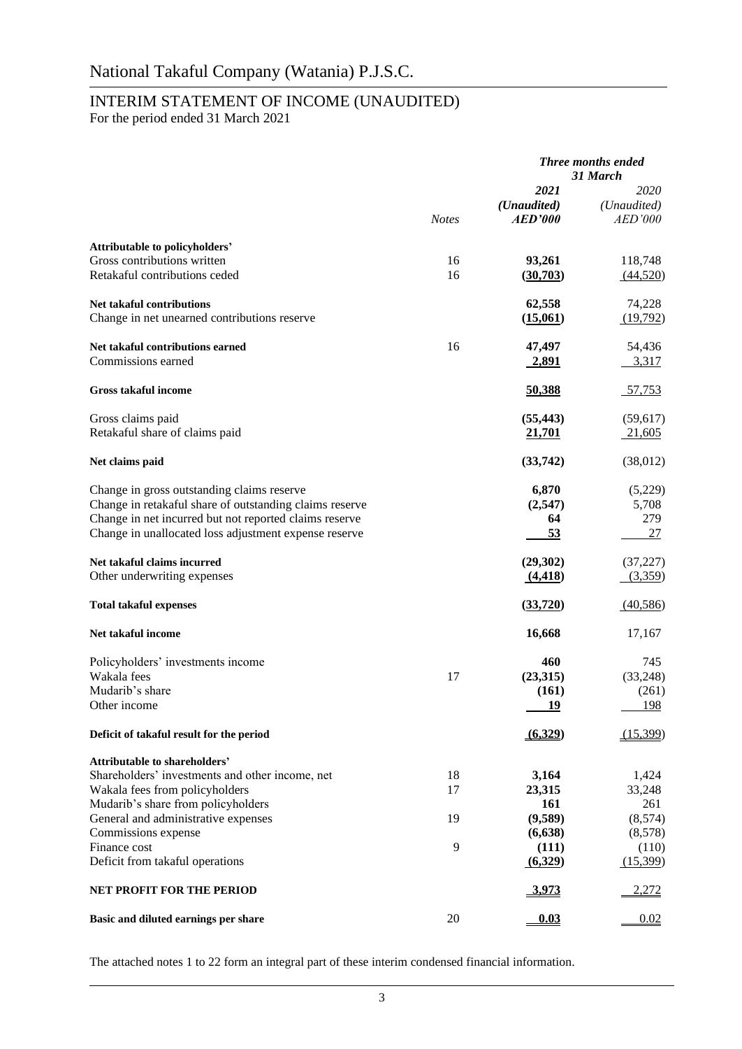# National Takaful Company (Watania) P.J.S.C.

## INTERIM STATEMENT OF INCOME (UNAUDITED)

For the period ended 31 March 2021

| | *Notes* | ***Three months ended 31 March*** *2021 (Unaudited) AED'000* | *2020 (Unaudited) AED'000* |
|---|---|---|---|
| **Attributable to policyholders'** | | | |
| Gross contributions written | 16 | **93,261** | 118,748 |
| Retakaful contributions ceded | 16 | **(30,703)** | (44,520) |
| **Net takaful contributions** | | **62,558** | 74,228 |
| Change in net unearned contributions reserve | | **(15,061)** | (19,792) |
| **Net takaful contributions earned** | 16 | **47,497** | 54,436 |
| Commissions earned | | **2,891** | 3,317 |
| **Gross takaful income** | | **50,388** | 57,753 |
| Gross claims paid | | **(55,443)** | (59,617) |
| Retakaful share of claims paid | | **21,701** | 21,605 |
| **Net claims paid** | | **(33,742)** | (38,012) |
| Change in gross outstanding claims reserve | | **6,870** | (5,229) |
| Change in retakaful share of outstanding claims reserve | | **(2,547)** | 5,708 |
| Change in net incurred but not reported claims reserve | | **64** | 279 |
| Change in unallocated loss adjustment expense reserve | | **53** | 27 |
| **Net takaful claims incurred** | | **(29,302)** | (37,227) |
| Other underwriting expenses | | **(4,418)** | (3,359) |
| **Total takaful expenses** | | **(33,720)** | (40,586) |
| **Net takaful income** | | **16,668** | 17,167 |
| Policyholders' investments income | | **460** | 745 |
| Wakala fees | 17 | **(23,315)** | (33,248) |
| Mudarib's share | | **(161)** | (261) |
| Other income | | **19** | 198 |
| **Deficit of takaful result for the period** | | **(6,329)** | (15,399) |
| **Attributable to shareholders'** | | | |
| Shareholders' investments and other income, net | 18 | **3,164** | 1,424 |
| Wakala fees from policyholders | 17 | **23,315** | 33,248 |
| Mudarib's share from policyholders | | **161** | 261 |
| General and administrative expenses | 19 | **(9,589)** | (8,574) |
| Commissions expense | | **(6,638)** | (8,578) |
| Finance cost | 9 | **(111)** | (110) |
| Deficit from takaful operations | | **(6,329)** | (15,399) |
| **NET PROFIT FOR THE PERIOD** | | **3,973** | 2,272 |
| **Basic and diluted earnings per share** | 20 | **0.03** | 0.02 |

The attached notes 1 to 22 form an integral part of these interim condensed financial information.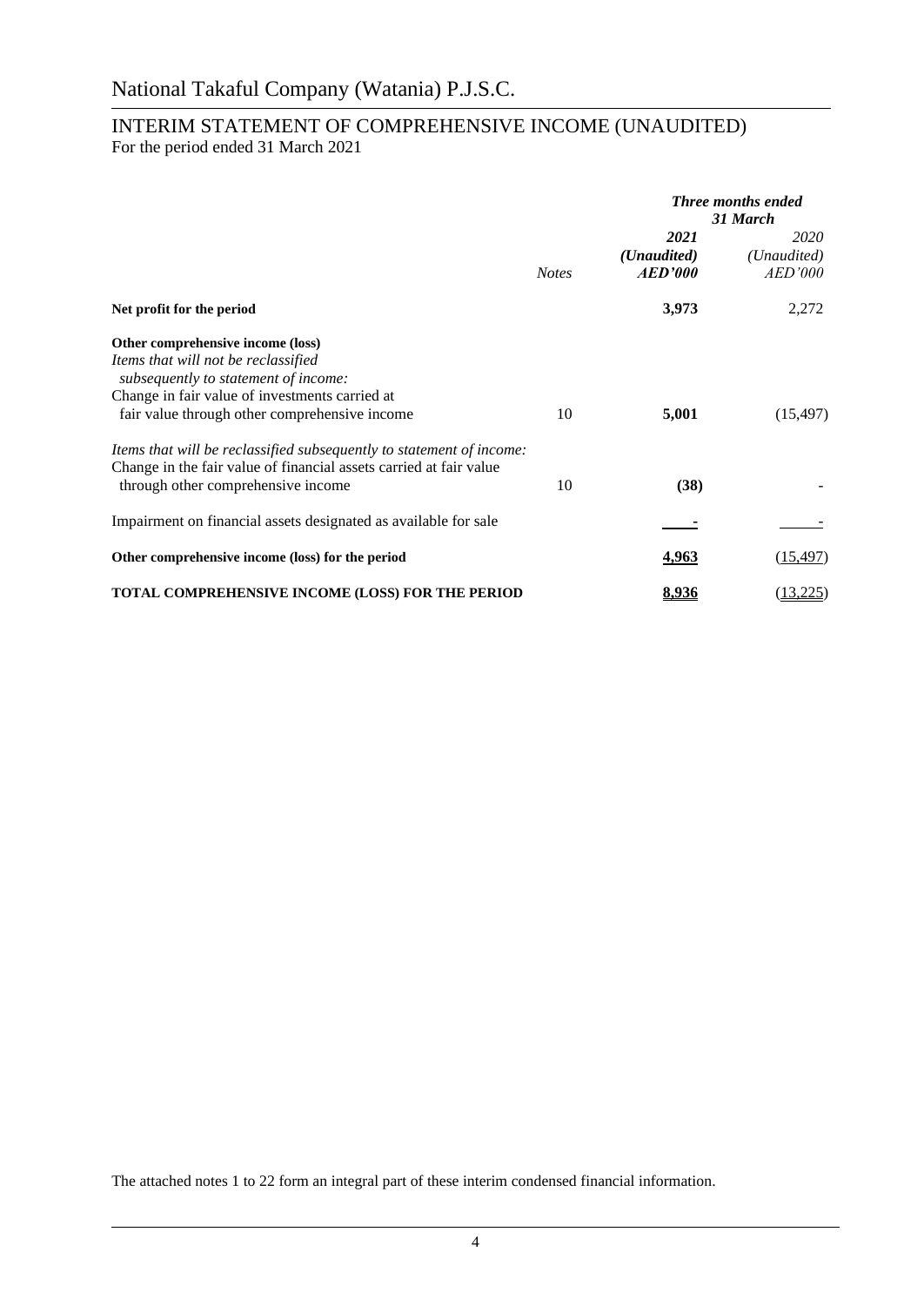# National Takaful Company (Watania) P.J.S.C.

## INTERIM STATEMENT OF COMPREHENSIVE INCOME (UNAUDITED)

For the period ended 31 March 2021

| | *Notes* | ***Three months ended 31 March*** *2021* *(Unaudited)* ***AED'000*** | *2020* *(Unaudited)* *AED'000* |
|---|---|---|---|
| **Net profit for the period** | | **3,973** | 2,272 |
| **Other comprehensive income (loss)** | | | |
| *Items that will not be reclassified subsequently to statement of income:* | | | |
| Change in fair value of investments carried at fair value through other comprehensive income | 10 | **5,001** | (15,497) |
| *Items that will be reclassified subsequently to statement of income:* | | | |
| Change in the fair value of financial assets carried at fair value through other comprehensive income | 10 | **(38)** | - |
| Impairment on financial assets designated as available for sale | | **-** | - |
| **Other comprehensive income (loss) for the period** | | **4,963** | (15,497) |
| **TOTAL COMPREHENSIVE INCOME (LOSS) FOR THE PERIOD** | | **8,936** | (13,225) |

The attached notes 1 to 22 form an integral part of these interim condensed financial information.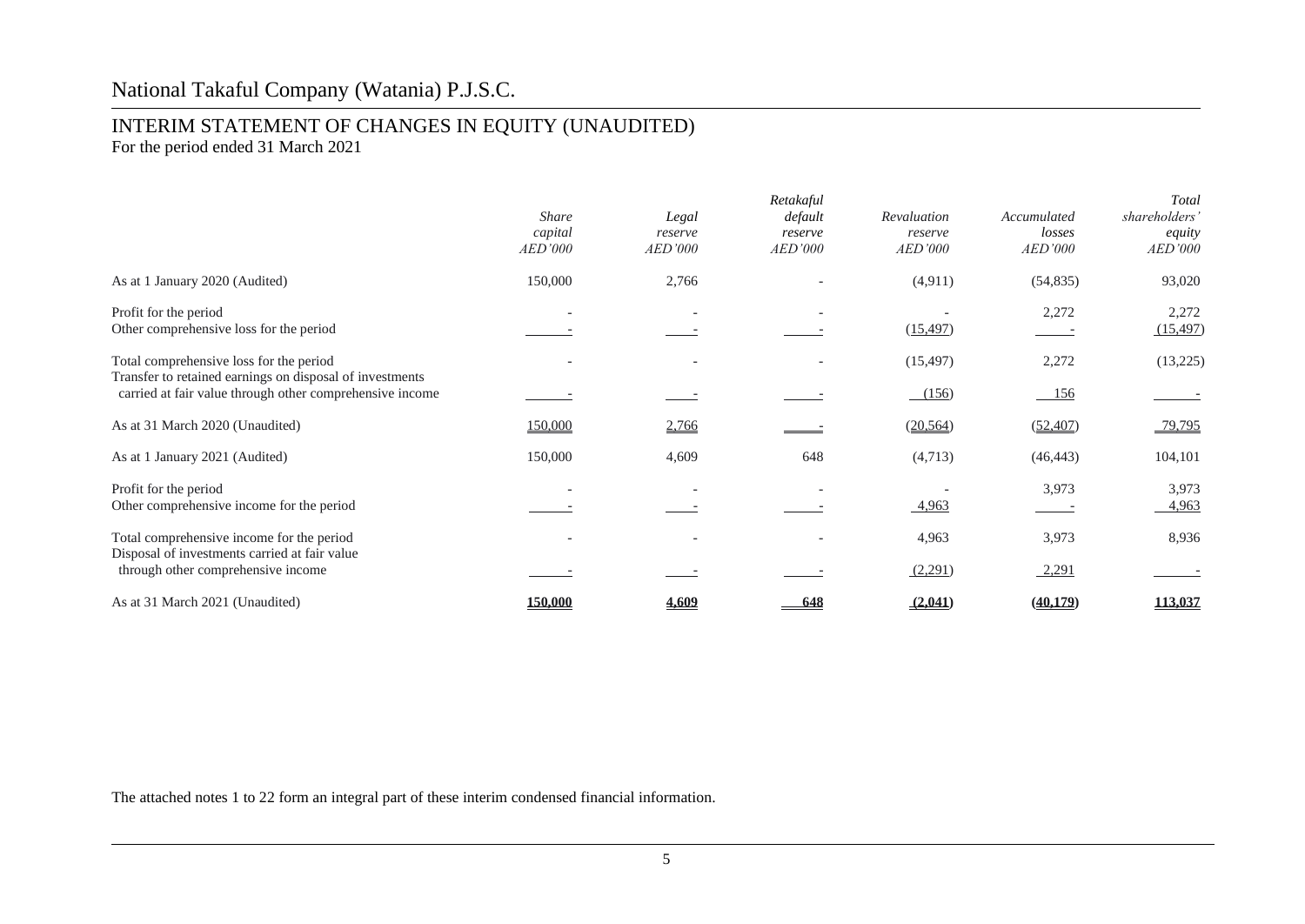# National Takaful Company (Watania) P.J.S.C.

## INTERIM STATEMENT OF CHANGES IN EQUITY (UNAUDITED)

For the period ended 31 March 2021

| | *Share capital* *AED'000* | *Legal reserve* *AED'000* | *Retakaful default reserve* *AED'000* | *Revaluation reserve* *AED'000* | *Accumulated losses* *AED'000* | *Total shareholders' equity* *AED'000* |
|---|---|---|---|---|---|---|
| As at 1 January 2020 (Audited) | 150,000 | 2,766 | - | (4,911) | (54,835) | 93,020 |
| Profit for the period | - | - | - | - | 2,272 | 2,272 |
| Other comprehensive loss for the period | - | - | - | (15,497) | - | (15,497) |
| Total comprehensive loss for the period | - | - | - | (15,497) | 2,272 | (13,225) |
| Transfer to retained earnings on disposal of investments carried at fair value through other comprehensive income | - | - | - | (156) | 156 | - |
| As at 31 March 2020 (Unaudited) | 150,000 | 2,766 | - | (20,564) | (52,407) | 79,795 |
| As at 1 January 2021 (Audited) | 150,000 | 4,609 | 648 | (4,713) | (46,443) | 104,101 |
| Profit for the period | - | - | - | - | 3,973 | 3,973 |
| Other comprehensive income for the period | - | - | - | 4,963 | - | 4,963 |
| Total comprehensive income for the period | - | - | - | 4,963 | 3,973 | 8,936 |
| Disposal of investments carried at fair value through other comprehensive income | - | - | - | (2,291) | 2,291 | - |
| As at 31 March 2021 (Unaudited) | **150,000** | **4,609** | **648** | **(2,041)** | **(40,179)** | **113,037** |

The attached notes 1 to 22 form an integral part of these interim condensed financial information.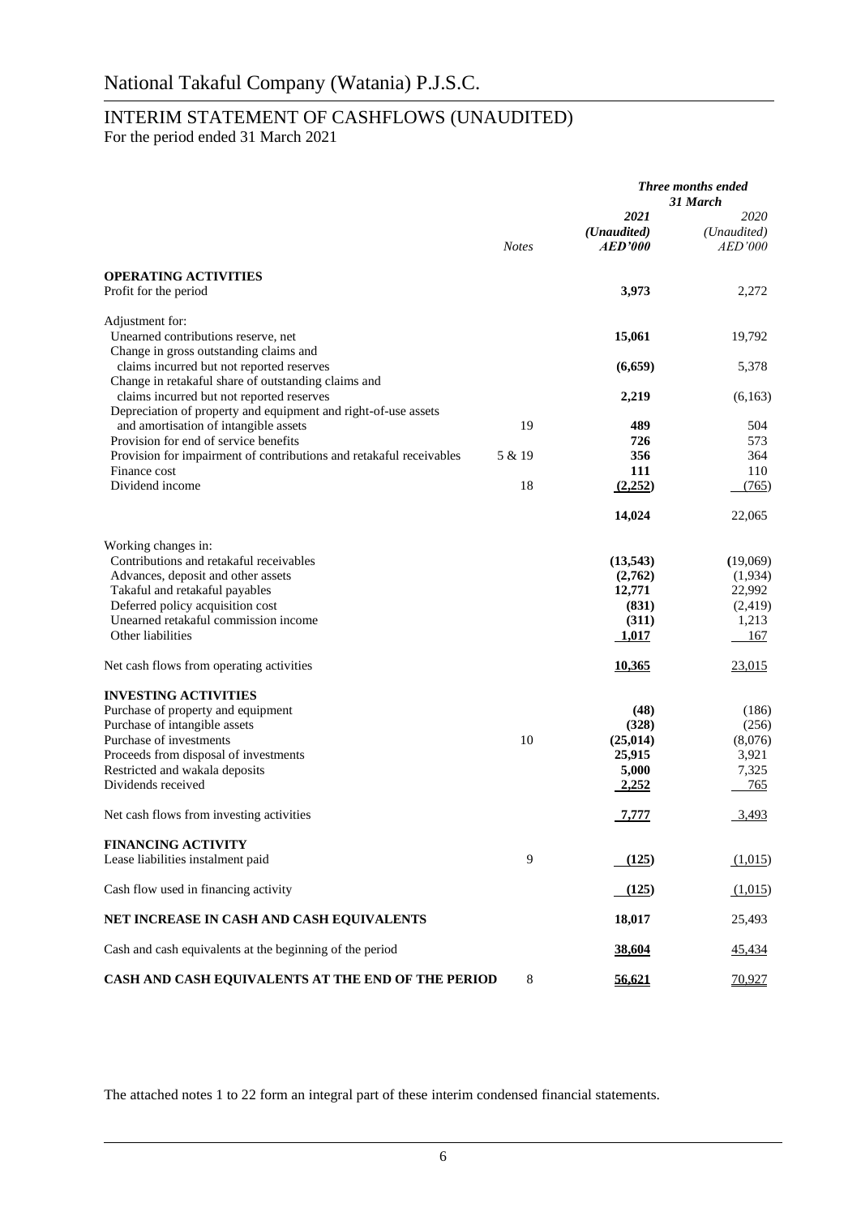# National Takaful Company (Watania) P.J.S.C.

## INTERIM STATEMENT OF CASHFLOWS (UNAUDITED)

For the period ended 31 March 2021

| | Notes | Three months ended 31 March 2021 (Unaudited) AED'000 | Three months ended 31 March 2020 (Unaudited) AED'000 |
|---|---|---|---|
| **OPERATING ACTIVITIES** | | | |
| Profit for the period | | **3,973** | 2,272 |
| Adjustment for: | | | |
| Unearned contributions reserve, net | | **15,061** | 19,792 |
| Change in gross outstanding claims and claims incurred but not reported reserves | | **(6,659)** | 5,378 |
| Change in retakaful share of outstanding claims and claims incurred but not reported reserves | | **2,219** | (6,163) |
| Depreciation of property and equipment and right-of-use assets and amortisation of intangible assets | 19 | **489** | 504 |
| Provision for end of service benefits | | **726** | 573 |
| Provision for impairment of contributions and retakaful receivables | 5 & 19 | **356** | 364 |
| Finance cost | | **111** | 110 |
| Dividend income | 18 | **(2,252)** | (765) |
| | | **14,024** | 22,065 |
| Working changes in: | | | |
| Contributions and retakaful receivables | | **(13,543)** | (19,069) |
| Advances, deposit and other assets | | **(2,762)** | (1,934) |
| Takaful and retakaful payables | | **12,771** | 22,992 |
| Deferred policy acquisition cost | | **(831)** | (2,419) |
| Unearned retakaful commission income | | **(311)** | 1,213 |
| Other liabilities | | **1,017** | 167 |
| Net cash flows from operating activities | | **10,365** | 23,015 |
| **INVESTING ACTIVITIES** | | | |
| Purchase of property and equipment | | **(48)** | (186) |
| Purchase of intangible assets | | **(328)** | (256) |
| Purchase of investments | 10 | **(25,014)** | (8,076) |
| Proceeds from disposal of investments | | **25,915** | 3,921 |
| Restricted and wakala deposits | | **5,000** | 7,325 |
| Dividends received | | **2,252** | 765 |
| Net cash flows from investing activities | | **7,777** | 3,493 |
| **FINANCING ACTIVITY** | | | |
| Lease liabilities instalment paid | 9 | **(125)** | (1,015) |
| Cash flow used in financing activity | | **(125)** | (1,015) |
| **NET INCREASE IN CASH AND CASH EQUIVALENTS** | | **18,017** | 25,493 |
| Cash and cash equivalents at the beginning of the period | | **38,604** | 45,434 |
| **CASH AND CASH EQUIVALENTS AT THE END OF THE PERIOD** | 8 | **56,621** | 70,927 |

The attached notes 1 to 22 form an integral part of these interim condensed financial statements.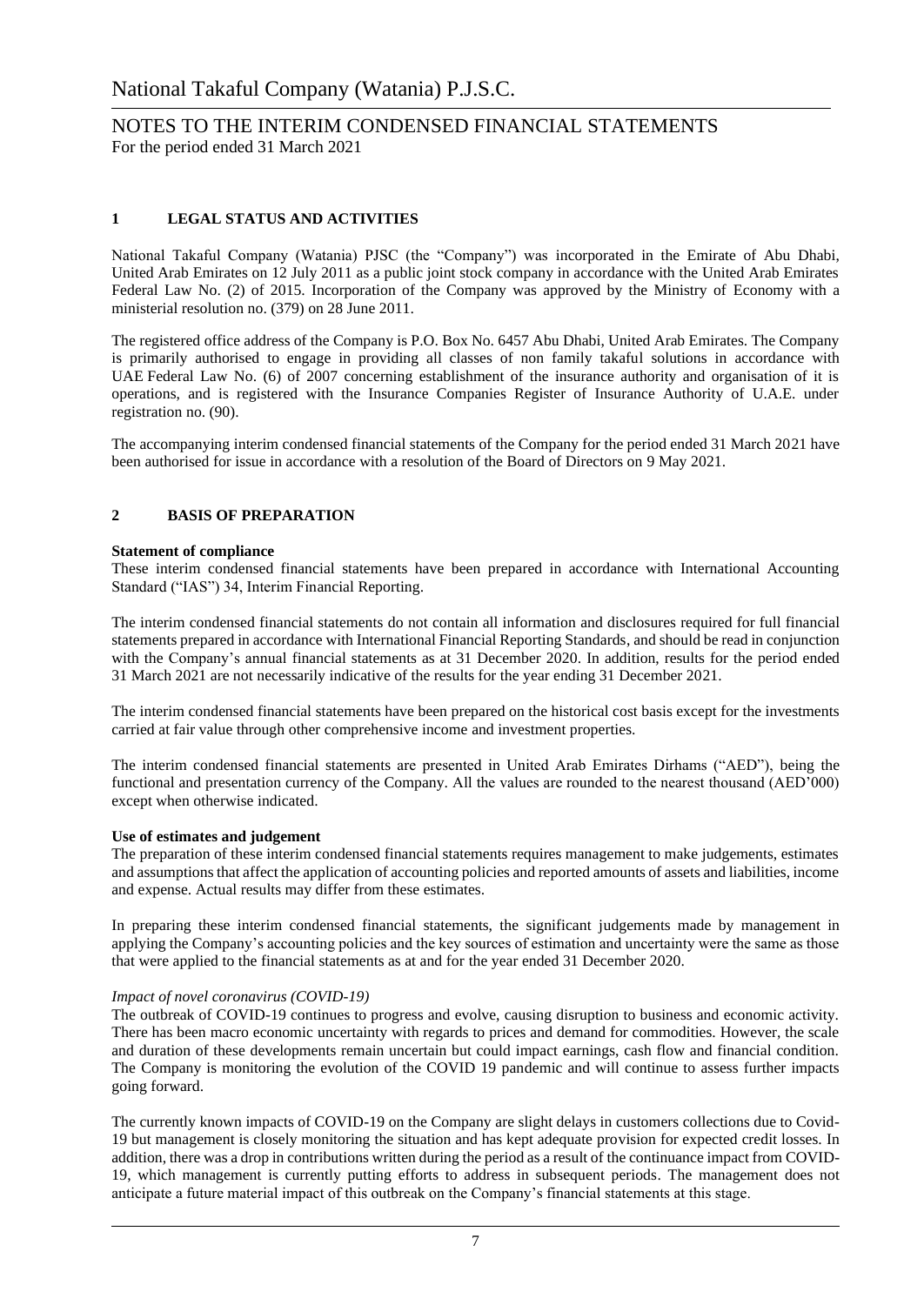# National Takaful Company (Watania) P.J.S.C.

## NOTES TO THE INTERIM CONDENSED FINANCIAL STATEMENTS
For the period ended 31 March 2021

### 1 LEGAL STATUS AND ACTIVITIES

National Takaful Company (Watania) PJSC (the "Company") was incorporated in the Emirate of Abu Dhabi, United Arab Emirates on 12 July 2011 as a public joint stock company in accordance with the United Arab Emirates Federal Law No. (2) of 2015. Incorporation of the Company was approved by the Ministry of Economy with a ministerial resolution no. (379) on 28 June 2011.

The registered office address of the Company is P.O. Box No. 6457 Abu Dhabi, United Arab Emirates. The Company is primarily authorised to engage in providing all classes of non family takaful solutions in accordance with UAE Federal Law No. (6) of 2007 concerning establishment of the insurance authority and organisation of it is operations, and is registered with the Insurance Companies Register of Insurance Authority of U.A.E. under registration no. (90).

The accompanying interim condensed financial statements of the Company for the period ended 31 March 2021 have been authorised for issue in accordance with a resolution of the Board of Directors on 9 May 2021.

### 2 BASIS OF PREPARATION

**Statement of compliance**
These interim condensed financial statements have been prepared in accordance with International Accounting Standard ("IAS") 34, Interim Financial Reporting.

The interim condensed financial statements do not contain all information and disclosures required for full financial statements prepared in accordance with International Financial Reporting Standards, and should be read in conjunction with the Company's annual financial statements as at 31 December 2020. In addition, results for the period ended 31 March 2021 are not necessarily indicative of the results for the year ending 31 December 2021.

The interim condensed financial statements have been prepared on the historical cost basis except for the investments carried at fair value through other comprehensive income and investment properties.

The interim condensed financial statements are presented in United Arab Emirates Dirhams ("AED"), being the functional and presentation currency of the Company. All the values are rounded to the nearest thousand (AED'000) except when otherwise indicated.

**Use of estimates and judgement**
The preparation of these interim condensed financial statements requires management to make judgements, estimates and assumptions that affect the application of accounting policies and reported amounts of assets and liabilities, income and expense. Actual results may differ from these estimates.

In preparing these interim condensed financial statements, the significant judgements made by management in applying the Company's accounting policies and the key sources of estimation and uncertainty were the same as those that were applied to the financial statements as at and for the year ended 31 December 2020.

*Impact of novel coronavirus (COVID-19)*
The outbreak of COVID-19 continues to progress and evolve, causing disruption to business and economic activity. There has been macro economic uncertainty with regards to prices and demand for commodities. However, the scale and duration of these developments remain uncertain but could impact earnings, cash flow and financial condition. The Company is monitoring the evolution of the COVID 19 pandemic and will continue to assess further impacts going forward.

The currently known impacts of COVID-19 on the Company are slight delays in customers collections due to Covid-19 but management is closely monitoring the situation and has kept adequate provision for expected credit losses. In addition, there was a drop in contributions written during the period as a result of the continuance impact from COVID-19, which management is currently putting efforts to address in subsequent periods. The management does not anticipate a future material impact of this outbreak on the Company's financial statements at this stage.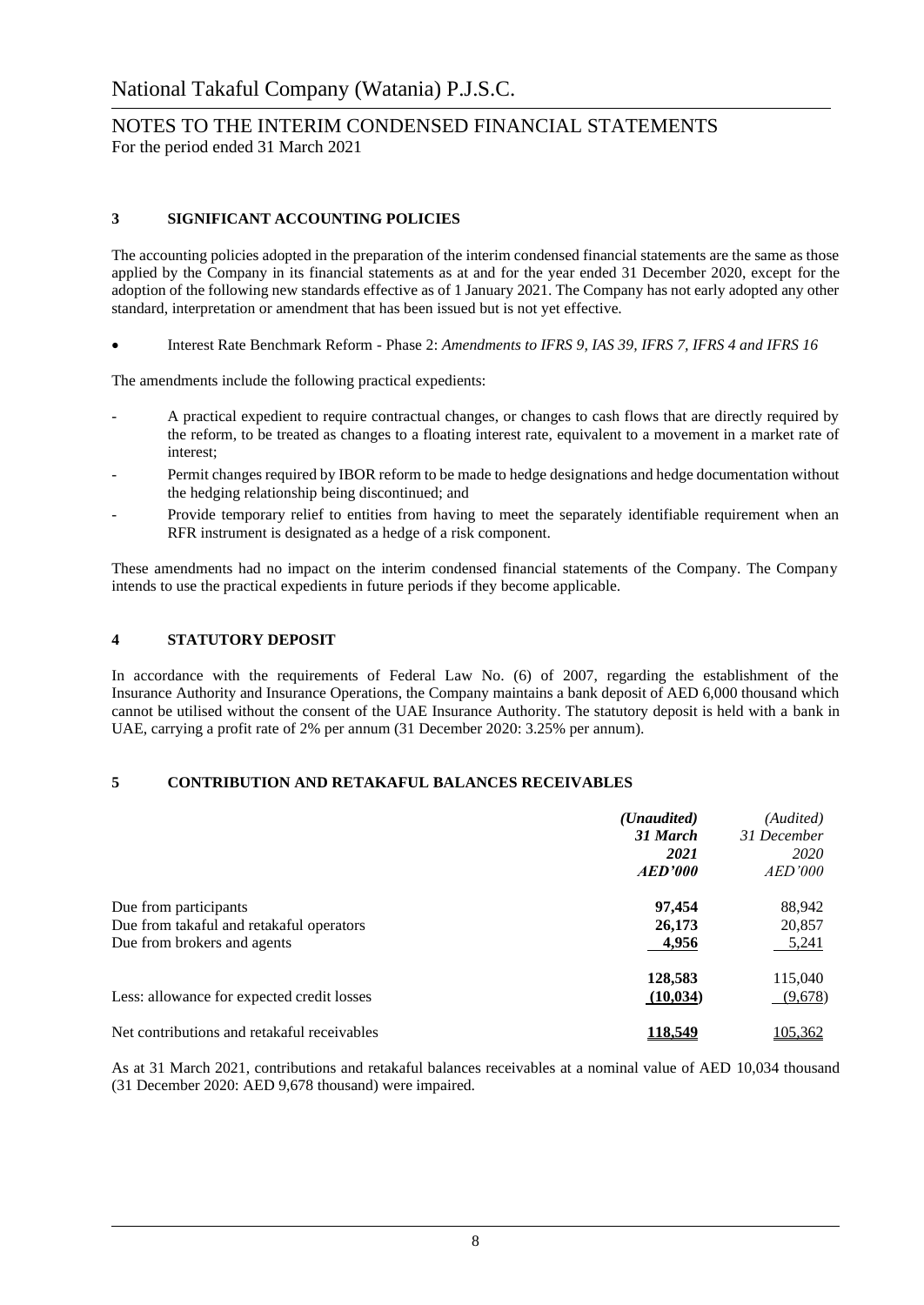## 3 SIGNIFICANT ACCOUNTING POLICIES

The accounting policies adopted in the preparation of the interim condensed financial statements are the same as those applied by the Company in its financial statements as at and for the year ended 31 December 2020, except for the adoption of the following new standards effective as of 1 January 2021. The Company has not early adopted any other standard, interpretation or amendment that has been issued but is not yet effective.

- Interest Rate Benchmark Reform - Phase 2: *Amendments to IFRS 9, IAS 39, IFRS 7, IFRS 4 and IFRS 16*

The amendments include the following practical expedients:

- A practical expedient to require contractual changes, or changes to cash flows that are directly required by the reform, to be treated as changes to a floating interest rate, equivalent to a movement in a market rate of interest;
- Permit changes required by IBOR reform to be made to hedge designations and hedge documentation without the hedging relationship being discontinued; and
- Provide temporary relief to entities from having to meet the separately identifiable requirement when an RFR instrument is designated as a hedge of a risk component.

These amendments had no impact on the interim condensed financial statements of the Company. The Company intends to use the practical expedients in future periods if they become applicable.

## 4 STATUTORY DEPOSIT

In accordance with the requirements of Federal Law No. (6) of 2007, regarding the establishment of the Insurance Authority and Insurance Operations, the Company maintains a bank deposit of AED 6,000 thousand which cannot be utilised without the consent of the UAE Insurance Authority. The statutory deposit is held with a bank in UAE, carrying a profit rate of 2% per annum (31 December 2020: 3.25% per annum).

## 5 CONTRIBUTION AND RETAKAFUL BALANCES RECEIVABLES

| | *(Unaudited)* ***31 March 2021 AED'000*** | *(Audited) 31 December 2020 AED'000* |
|---|---|---|
| Due from participants | **97,454** | 88,942 |
| Due from takaful and retakaful operators | **26,173** | 20,857 |
| Due from brokers and agents | **4,956** | 5,241 |
| | **128,583** | 115,040 |
| Less: allowance for expected credit losses | **(10,034)** | (9,678) |
| Net contributions and retakaful receivables | **118,549** | 105,362 |

As at 31 March 2021, contributions and retakaful balances receivables at a nominal value of AED 10,034 thousand (31 December 2020: AED 9,678 thousand) were impaired.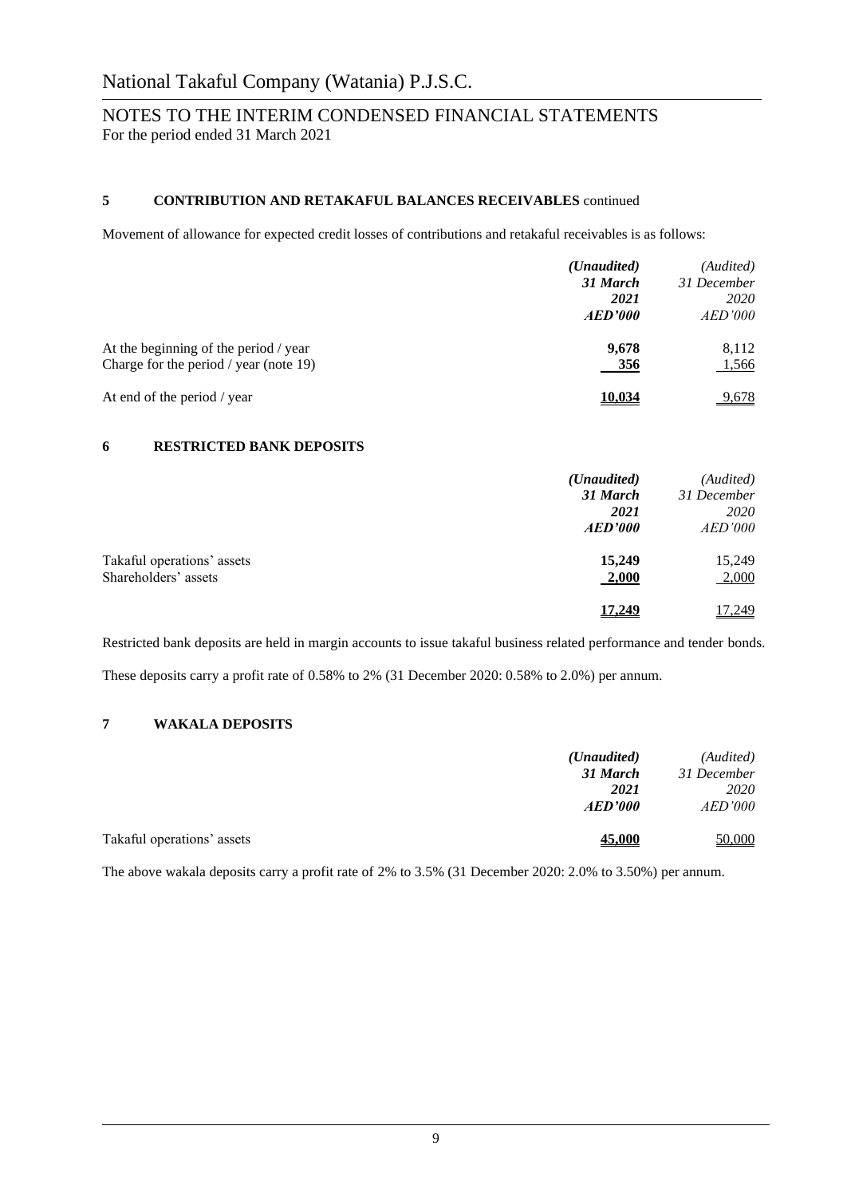## 5 CONTRIBUTION AND RETAKAFUL BALANCES RECEIVABLES continued

Movement of allowance for expected credit losses of contributions and retakaful receivables is as follows:

| | ***(Unaudited)*** ***31 March*** ***2021*** ***AED'000*** | *(Audited)* *31 December* *2020* *AED'000* |
|---|---|---|
| At the beginning of the period / year | **9,678** | 8,112 |
| Charge for the period / year (note 19) | **356** | 1,566 |
| At end of the period / year | **10,034** | 9,678 |

## 6 RESTRICTED BANK DEPOSITS

| | ***(Unaudited)*** ***31 March*** ***2021*** ***AED'000*** | *(Audited)* *31 December* *2020* *AED'000* |
|---|---|---|
| Takaful operations' assets | **15,249** | 15,249 |
| Shareholders' assets | **2,000** | 2,000 |
| | **17,249** | 17,249 |

Restricted bank deposits are held in margin accounts to issue takaful business related performance and tender bonds.

These deposits carry a profit rate of 0.58% to 2% (31 December 2020: 0.58% to 2.0%) per annum.

## 7 WAKALA DEPOSITS

| | ***(Unaudited)*** ***31 March*** ***2021*** ***AED'000*** | *(Audited)* *31 December* *2020* *AED'000* |
|---|---|---|
| Takaful operations' assets | **45,000** | 50,000 |

The above wakala deposits carry a profit rate of 2% to 3.5% (31 December 2020: 2.0% to 3.50%) per annum.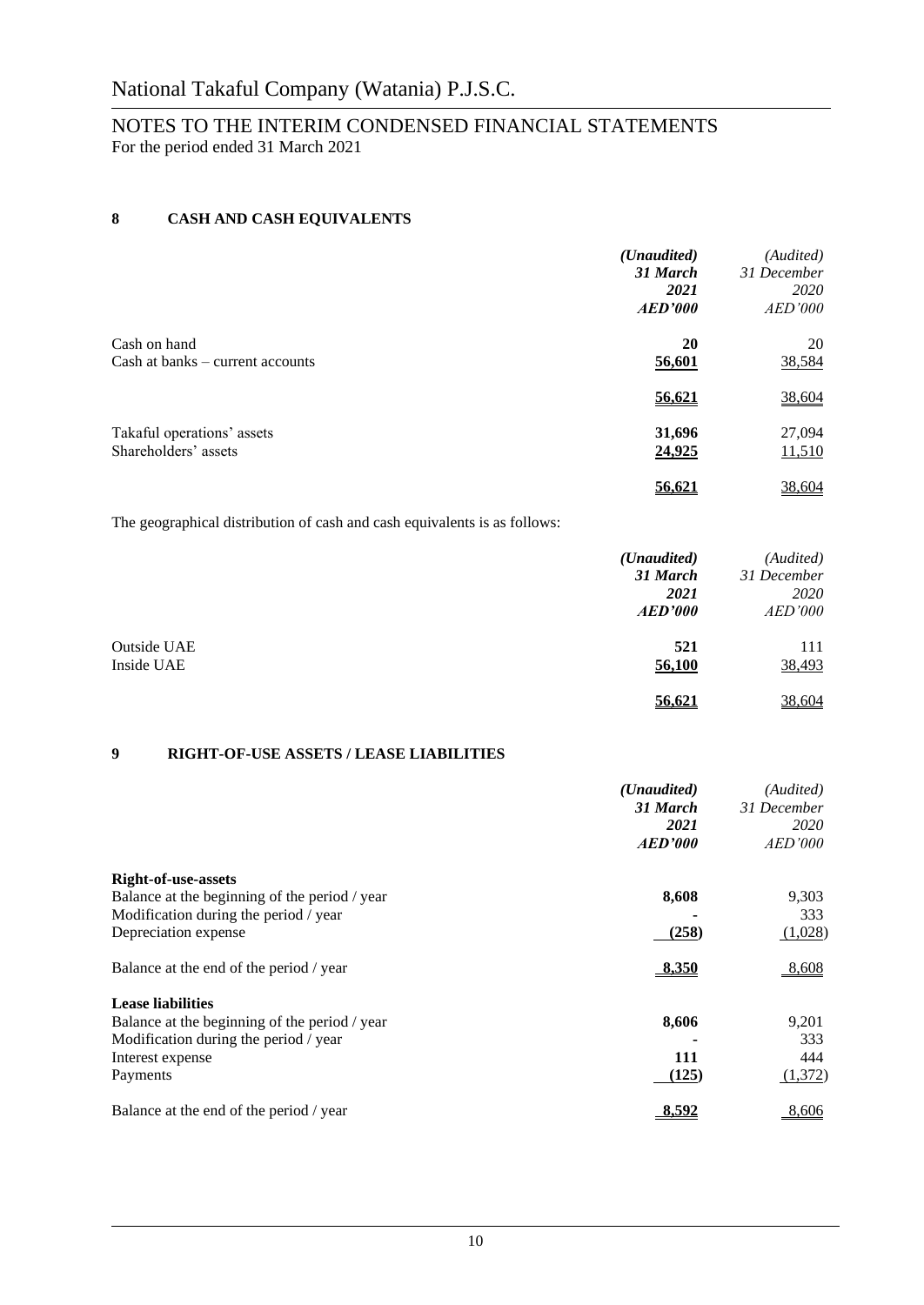# National Takaful Company (Watania) P.J.S.C.

## NOTES TO THE INTERIM CONDENSED FINANCIAL STATEMENTS
For the period ended 31 March 2021

### 8 CASH AND CASH EQUIVALENTS

| | *(Unaudited)* ***31 March 2021 AED'000*** | *(Audited) 31 December 2020 AED'000* |
|---|---|---|
| Cash on hand | **20** | 20 |
| Cash at banks – current accounts | **56,601** | 38,584 |
| | **56,621** | 38,604 |
| Takaful operations' assets | **31,696** | 27,094 |
| Shareholders' assets | **24,925** | 11,510 |
| | **56,621** | 38,604 |

The geographical distribution of cash and cash equivalents is as follows:

| | *(Unaudited)* ***31 March 2021 AED'000*** | *(Audited) 31 December 2020 AED'000* |
|---|---|---|
| Outside UAE | **521** | 111 |
| Inside UAE | **56,100** | 38,493 |
| | **56,621** | 38,604 |

### 9 RIGHT-OF-USE ASSETS / LEASE LIABILITIES

| | *(Unaudited)* ***31 March 2021 AED'000*** | *(Audited) 31 December 2020 AED'000* |
|---|---|---|
| **Right-of-use-assets** | | |
| Balance at the beginning of the period / year | **8,608** | 9,303 |
| Modification during the period / year | **-** | 333 |
| Depreciation expense | **(258)** | (1,028) |
| Balance at the end of the period / year | **8,350** | 8,608 |
| **Lease liabilities** | | |
| Balance at the beginning of the period / year | **8,606** | 9,201 |
| Modification during the period / year | **-** | 333 |
| Interest expense | **111** | 444 |
| Payments | **(125)** | (1,372) |
| Balance at the end of the period / year | **8,592** | 8,606 |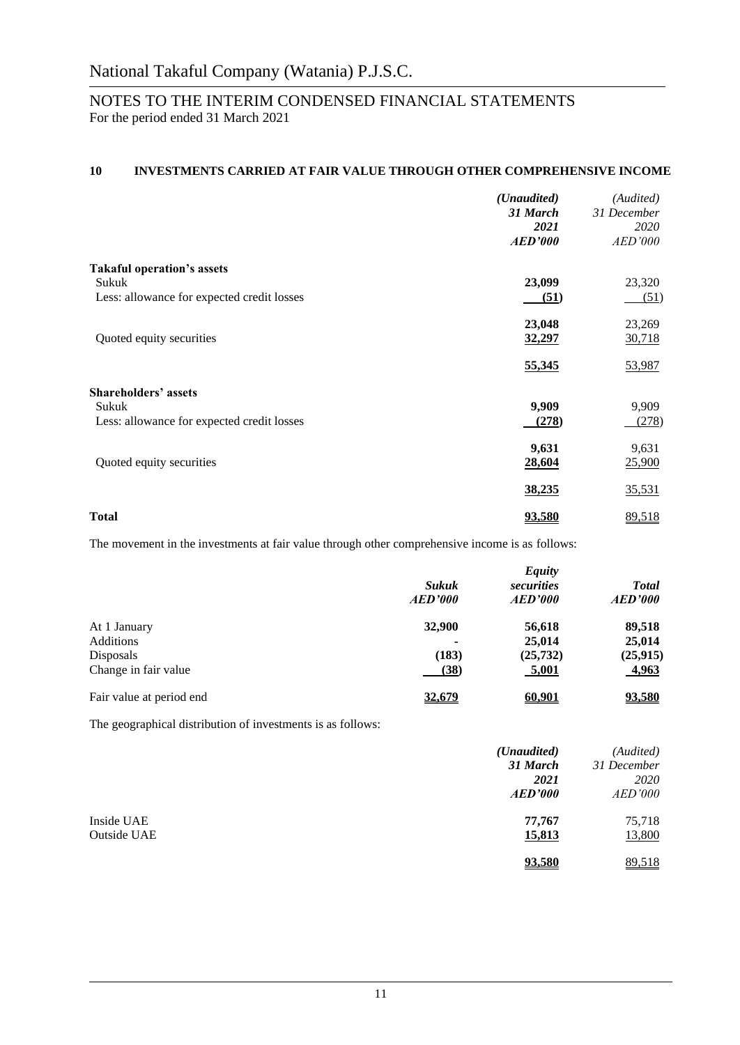## 10 INVESTMENTS CARRIED AT FAIR VALUE THROUGH OTHER COMPREHENSIVE INCOME

| | *(Unaudited)* ***31 March 2021 AED'000*** | *(Audited) 31 December 2020 AED'000* |
|---|---|---|
| **Takaful operation's assets** | | |
| Sukuk | **23,099** | 23,320 |
| Less: allowance for expected credit losses | **(51)** | (51) |
| | **23,048** | 23,269 |
| Quoted equity securities | **32,297** | 30,718 |
| | **55,345** | 53,987 |
| **Shareholders' assets** | | |
| Sukuk | **9,909** | 9,909 |
| Less: allowance for expected credit losses | **(278)** | (278) |
| | **9,631** | 9,631 |
| Quoted equity securities | **28,604** | 25,900 |
| | **38,235** | 35,531 |
| **Total** | **93,580** | 89,518 |

The movement in the investments at fair value through other comprehensive income is as follows:

| | ***Sukuk AED'000*** | ***Equity securities AED'000*** | ***Total AED'000*** |
|---|---|---|---|
| At 1 January | **32,900** | **56,618** | **89,518** |
| Additions | **-** | **25,014** | **25,014** |
| Disposals | **(183)** | **(25,732)** | **(25,915)** |
| Change in fair value | **(38)** | **5,001** | **4,963** |
| Fair value at period end | **32,679** | **60,901** | **93,580** |

The geographical distribution of investments is as follows:

| | *(Unaudited)* ***31 March 2021 AED'000*** | *(Audited) 31 December 2020 AED'000* |
|---|---|---|
| Inside UAE | **77,767** | 75,718 |
| Outside UAE | **15,813** | 13,800 |
| | **93,580** | 89,518 |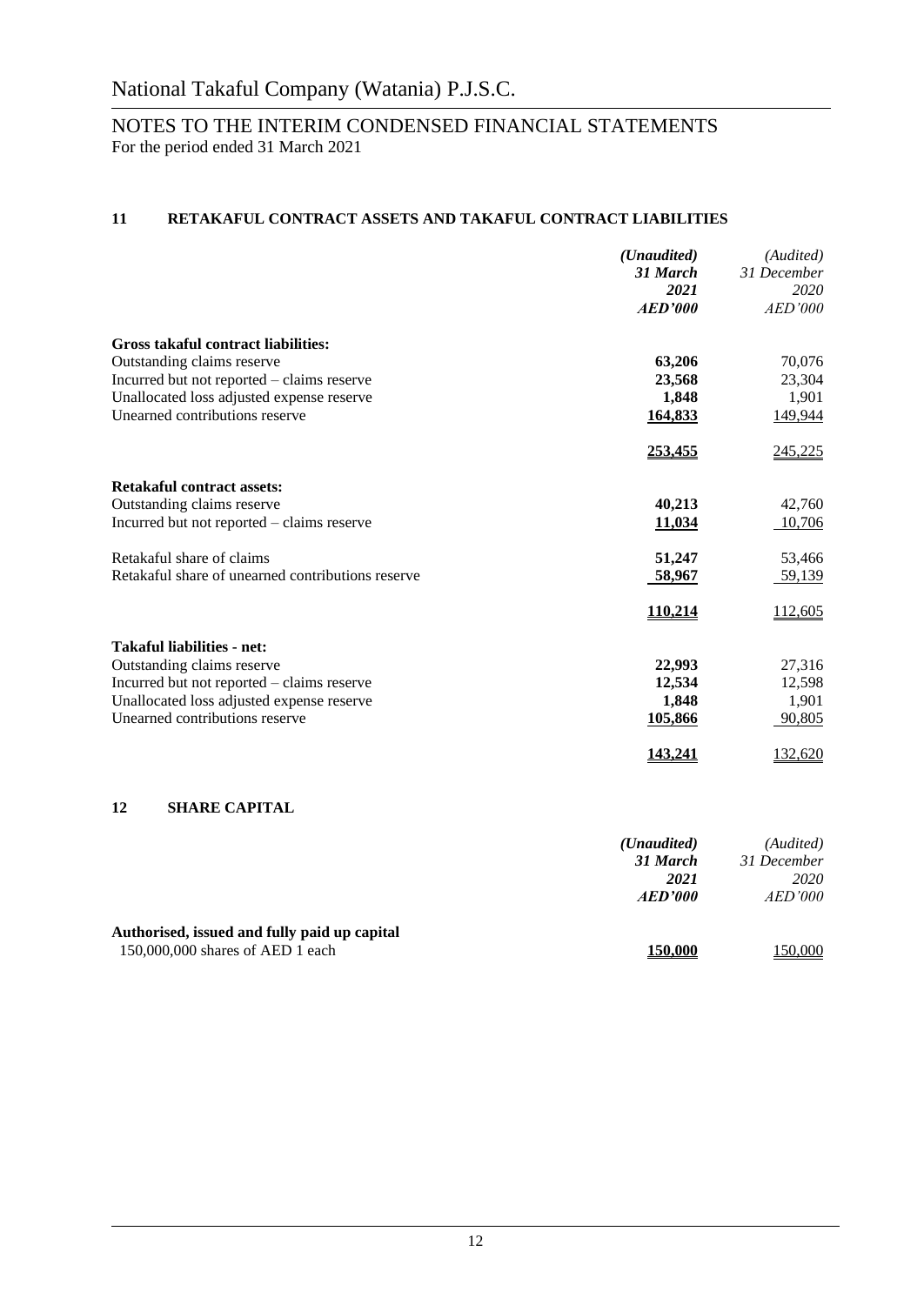# National Takaful Company (Watania) P.J.S.C.

## NOTES TO THE INTERIM CONDENSED FINANCIAL STATEMENTS
For the period ended 31 March 2021

### 11 RETAKAFUL CONTRACT ASSETS AND TAKAFUL CONTRACT LIABILITIES

| | *(Unaudited)* *31 March* *2021* *AED'000* | *(Audited)* *31 December* *2020* *AED'000* |
|---|---|---|
| **Gross takaful contract liabilities:** | | |
| Outstanding claims reserve | **63,206** | 70,076 |
| Incurred but not reported – claims reserve | **23,568** | 23,304 |
| Unallocated loss adjusted expense reserve | **1,848** | 1,901 |
| Unearned contributions reserve | **164,833** | 149,944 |
| | **253,455** | 245,225 |
| **Retakaful contract assets:** | | |
| Outstanding claims reserve | **40,213** | 42,760 |
| Incurred but not reported – claims reserve | **11,034** | 10,706 |
| Retakaful share of claims | **51,247** | 53,466 |
| Retakaful share of unearned contributions reserve | **58,967** | 59,139 |
| | **110,214** | 112,605 |
| **Takaful liabilities - net:** | | |
| Outstanding claims reserve | **22,993** | 27,316 |
| Incurred but not reported – claims reserve | **12,534** | 12,598 |
| Unallocated loss adjusted expense reserve | **1,848** | 1,901 |
| Unearned contributions reserve | **105,866** | 90,805 |
| | **143,241** | 132,620 |

### 12 SHARE CAPITAL

| | *(Unaudited)* *31 March* *2021* *AED'000* | *(Audited)* *31 December* *2020* *AED'000* |
|---|---|---|
| **Authorised, issued and fully paid up capital** | | |
| 150,000,000 shares of AED 1 each | **150,000** | 150,000 |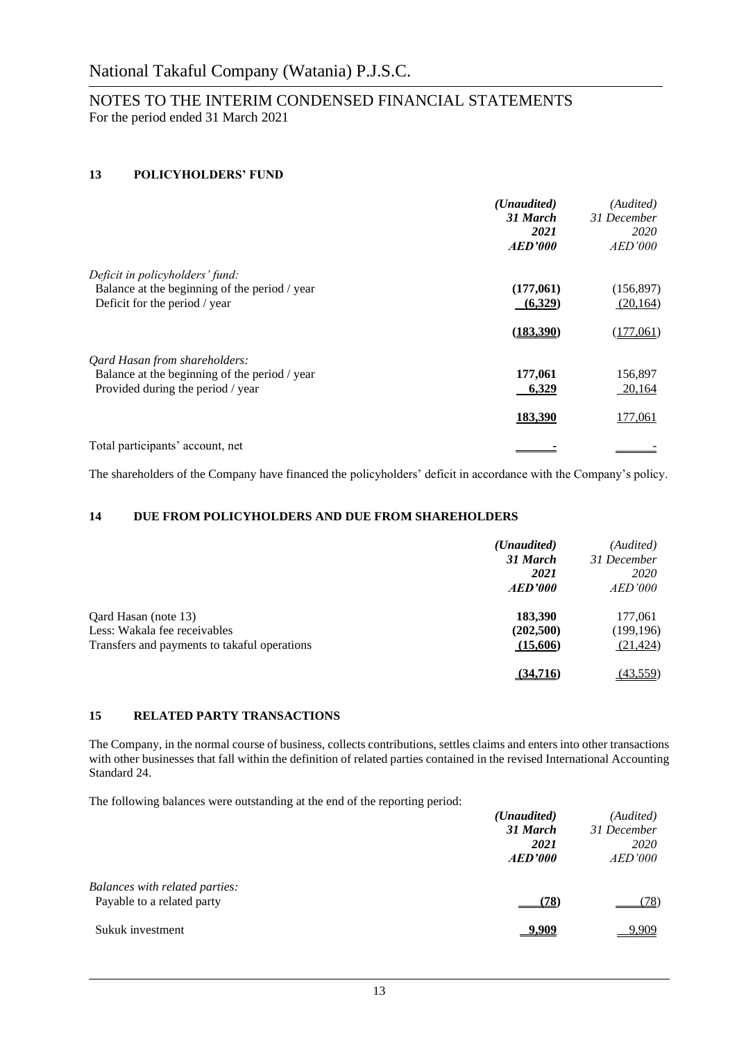# National Takaful Company (Watania) P.J.S.C.

## NOTES TO THE INTERIM CONDENSED FINANCIAL STATEMENTS
For the period ended 31 March 2021

### 13 POLICYHOLDERS' FUND

| | *(Unaudited)* ***31 March 2021 AED'000*** | *(Audited) 31 December 2020 AED'000* |
|---|---|---|
| *Deficit in policyholders' fund:* | | |
| Balance at the beginning of the period / year | **(177,061)** | (156,897) |
| Deficit for the period / year | **(6,329)** | (20,164) |
| | **(183,390)** | (177,061) |
| *Qard Hasan from shareholders:* | | |
| Balance at the beginning of the period / year | **177,061** | 156,897 |
| Provided during the period / year | **6,329** | 20,164 |
| | **183,390** | 177,061 |
| Total participants' account, net | **-** | - |

The shareholders of the Company have financed the policyholders' deficit in accordance with the Company's policy.

### 14 DUE FROM POLICYHOLDERS AND DUE FROM SHAREHOLDERS

| | *(Unaudited)* ***31 March 2021 AED'000*** | *(Audited) 31 December 2020 AED'000* |
|---|---|---|
| Qard Hasan (note 13) | **183,390** | 177,061 |
| Less: Wakala fee receivables | **(202,500)** | (199,196) |
| Transfers and payments to takaful operations | **(15,606)** | (21,424) |
| | **(34,716)** | (43,559) |

### 15 RELATED PARTY TRANSACTIONS

The Company, in the normal course of business, collects contributions, settles claims and enters into other transactions with other businesses that fall within the definition of related parties contained in the revised International Accounting Standard 24.

The following balances were outstanding at the end of the reporting period:

| | *(Unaudited)* ***31 March 2021 AED'000*** | *(Audited) 31 December 2020 AED'000* |
|---|---|---|
| *Balances with related parties:* | | |
| Payable to a related party | **(78)** | (78) |
| Sukuk investment | **9,909** | 9,909 |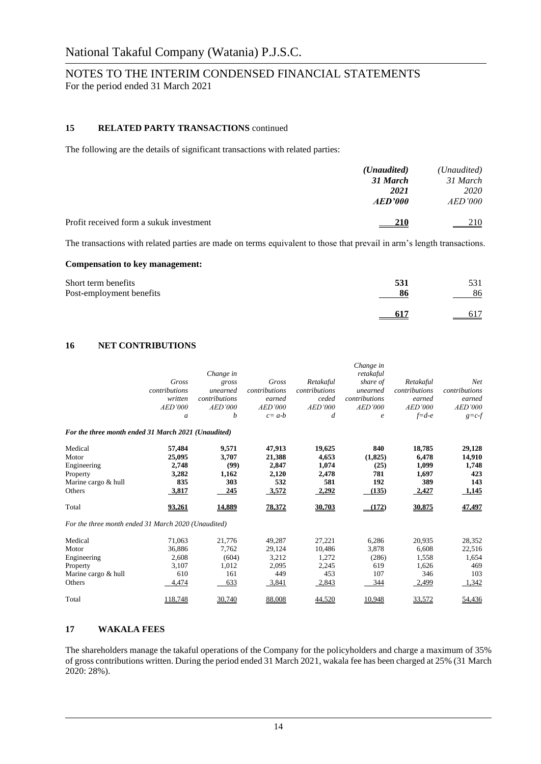## 15 RELATED PARTY TRANSACTIONS continued

The following are the details of significant transactions with related parties:

| | *(Unaudited)* **31 March 2021** **AED'000** | *(Unaudited)* *31 March 2020* *AED'000* |
|---|---|---|
| Profit received form a sukuk investment | **210** | 210 |

The transactions with related parties are made on terms equivalent to those that prevail in arm's length transactions.

**Compensation to key management:**

| | | |
|---|---|---|
| Short term benefits | **531** | 531 |
| Post-employment benefits | **86** | 86 |
| | **617** | 617 |

## 16 NET CONTRIBUTIONS

| | *Gross contributions written AED'000 a* | *Change in gross unearned contributions AED'000 b* | *Gross contributions earned AED'000 c= a-b* | *Retakaful contributions ceded AED'000 d* | *Change in retakaful share of unearned contributions AED'000 e* | *Retakaful contributions earned AED'000 f=d-e* | *Net contributions earned AED'000 g=c-f* |
|---|---|---|---|---|---|---|---|
| ***For the three month ended 31 March 2021 (Unaudited)*** | | | | | | | |
| Medical | **57,484** | **9,571** | **47,913** | **19,625** | **840** | **18,785** | **29,128** |
| Motor | **25,095** | **3,707** | **21,388** | **4,653** | **(1,825)** | **6,478** | **14,910** |
| Engineering | **2,748** | **(99)** | **2,847** | **1,074** | **(25)** | **1,099** | **1,748** |
| Property | **3,282** | **1,162** | **2,120** | **2,478** | **781** | **1,697** | **423** |
| Marine cargo & hull | **835** | **303** | **532** | **581** | **192** | **389** | **143** |
| Others | **3,817** | **245** | **3,572** | **2,292** | **(135)** | **2,427** | **1,145** |
| Total | **93,261** | **14,889** | **78,372** | **30,703** | **(172)** | **30,875** | **47,497** |
| *For the three month ended 31 March 2020 (Unaudited)* | | | | | | | |
| Medical | 71,063 | 21,776 | 49,287 | 27,221 | 6,286 | 20,935 | 28,352 |
| Motor | 36,886 | 7,762 | 29,124 | 10,486 | 3,878 | 6,608 | 22,516 |
| Engineering | 2,608 | (604) | 3,212 | 1,272 | (286) | 1,558 | 1,654 |
| Property | 3,107 | 1,012 | 2,095 | 2,245 | 619 | 1,626 | 469 |
| Marine cargo & hull | 610 | 161 | 449 | 453 | 107 | 346 | 103 |
| Others | 4,474 | 633 | 3,841 | 2,843 | 344 | 2,499 | 1,342 |
| Total | 118,748 | 30,740 | 88,008 | 44,520 | 10,948 | 33,572 | 54,436 |

## 17 WAKALA FEES

The shareholders manage the takaful operations of the Company for the policyholders and charge a maximum of 35% of gross contributions written. During the period ended 31 March 2021, wakala fee has been charged at 25% (31 March 2020: 28%).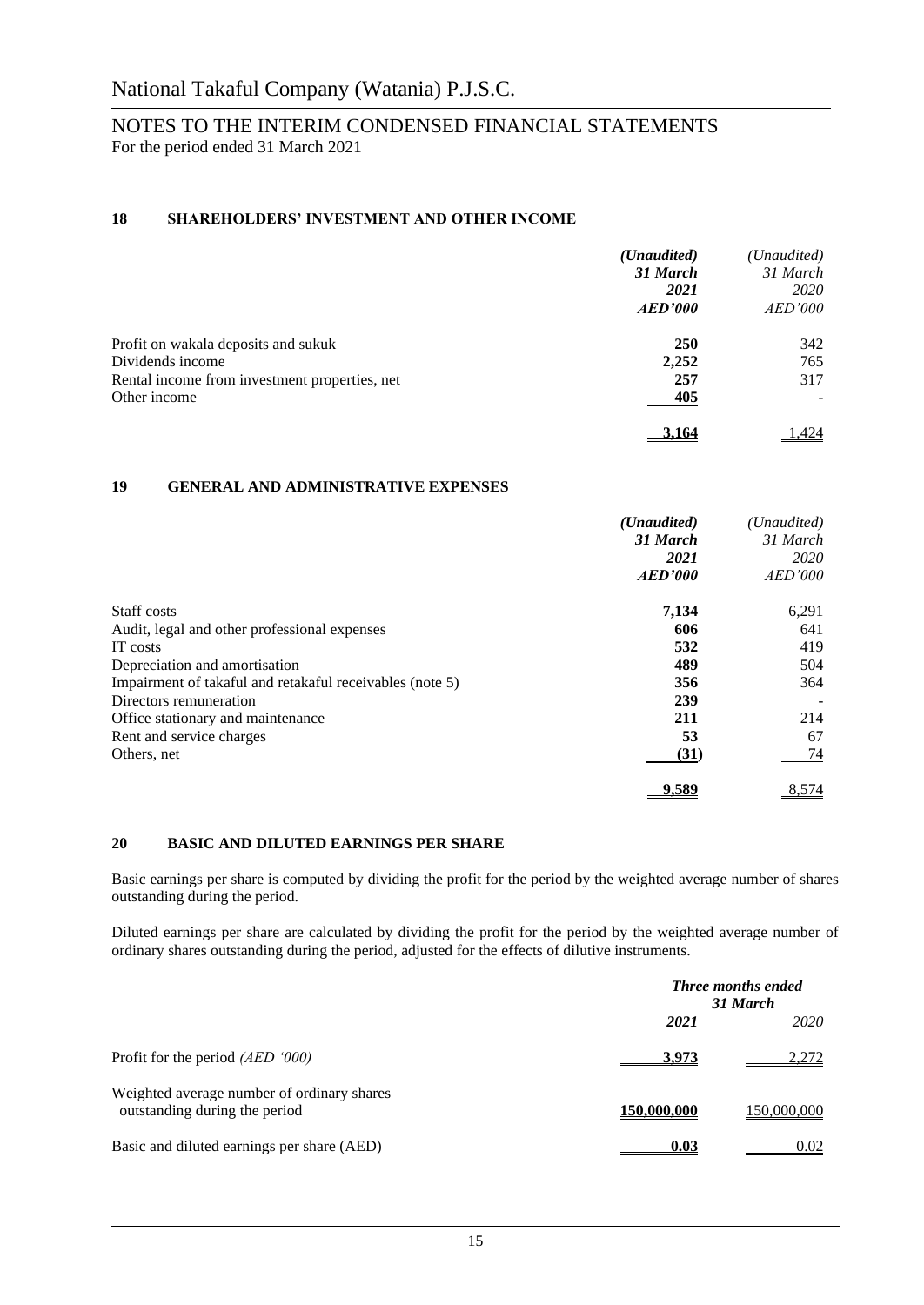## 18 SHAREHOLDERS' INVESTMENT AND OTHER INCOME

| | *(Unaudited)* ***31 March 2021 AED'000*** | *(Unaudited) 31 March 2020 AED'000* |
|---|---|---|
| Profit on wakala deposits and sukuk | **250** | 342 |
| Dividends income | **2,252** | 765 |
| Rental income from investment properties, net | **257** | 317 |
| Other income | **405** | - |
| | **3,164** | 1,424 |

## 19 GENERAL AND ADMINISTRATIVE EXPENSES

| | *(Unaudited)* ***31 March 2021 AED'000*** | *(Unaudited) 31 March 2020 AED'000* |
|---|---|---|
| Staff costs | **7,134** | 6,291 |
| Audit, legal and other professional expenses | **606** | 641 |
| IT costs | **532** | 419 |
| Depreciation and amortisation | **489** | 504 |
| Impairment of takaful and retakaful receivables (note 5) | **356** | 364 |
| Directors remuneration | **239** | - |
| Office stationary and maintenance | **211** | 214 |
| Rent and service charges | **53** | 67 |
| Others, net | **(31)** | 74 |
| | **9,589** | 8,574 |

## 20 BASIC AND DILUTED EARNINGS PER SHARE

Basic earnings per share is computed by dividing the profit for the period by the weighted average number of shares outstanding during the period.

Diluted earnings per share are calculated by dividing the profit for the period by the weighted average number of ordinary shares outstanding during the period, adjusted for the effects of dilutive instruments.

| | ***Three months ended 31 March*** | |
|---|---|---|
| | ***2021*** | *2020* |
| Profit for the period *(AED '000)* | **3,973** | 2,272 |
| Weighted average number of ordinary shares outstanding during the period | **150,000,000** | 150,000,000 |
| Basic and diluted earnings per share (AED) | **0.03** | 0.02 |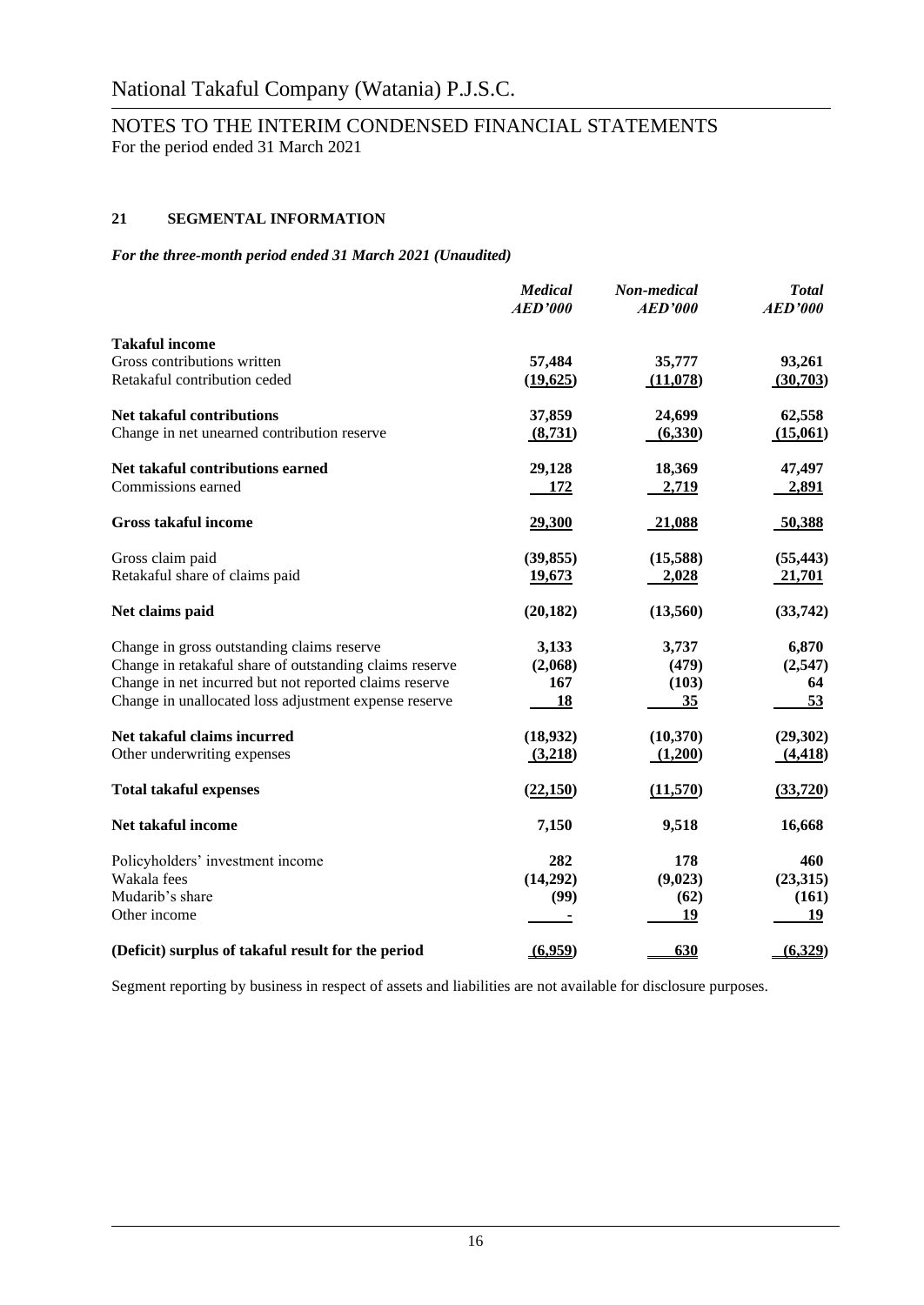## 21 SEGMENTAL INFORMATION

*For the three-month period ended 31 March 2021 (Unaudited)*

| | *Medical AED'000* | *Non-medical AED'000* | *Total AED'000* |
|---|---|---|---|
| **Takaful income** | | | |
| Gross contributions written | 57,484 | 35,777 | 93,261 |
| Retakaful contribution ceded | (19,625) | (11,078) | (30,703) |
| **Net takaful contributions** | 37,859 | 24,699 | 62,558 |
| Change in net unearned contribution reserve | (8,731) | (6,330) | (15,061) |
| **Net takaful contributions earned** | 29,128 | 18,369 | 47,497 |
| Commissions earned | 172 | 2,719 | 2,891 |
| **Gross takaful income** | 29,300 | 21,088 | 50,388 |
| Gross claim paid | (39,855) | (15,588) | (55,443) |
| Retakaful share of claims paid | 19,673 | 2,028 | 21,701 |
| **Net claims paid** | (20,182) | (13,560) | (33,742) |
| Change in gross outstanding claims reserve | 3,133 | 3,737 | 6,870 |
| Change in retakaful share of outstanding claims reserve | (2,068) | (479) | (2,547) |
| Change in net incurred but not reported claims reserve | 167 | (103) | 64 |
| Change in unallocated loss adjustment expense reserve | 18 | 35 | 53 |
| **Net takaful claims incurred** | (18,932) | (10,370) | (29,302) |
| Other underwriting expenses | (3,218) | (1,200) | (4,418) |
| **Total takaful expenses** | (22,150) | (11,570) | (33,720) |
| **Net takaful income** | 7,150 | 9,518 | 16,668 |
| Policyholders' investment income | 282 | 178 | 460 |
| Wakala fees | (14,292) | (9,023) | (23,315) |
| Mudarib's share | (99) | (62) | (161) |
| Other income | - | 19 | 19 |
| **(Deficit) surplus of takaful result for the period** | (6,959) | 630 | (6,329) |

Segment reporting by business in respect of assets and liabilities are not available for disclosure purposes.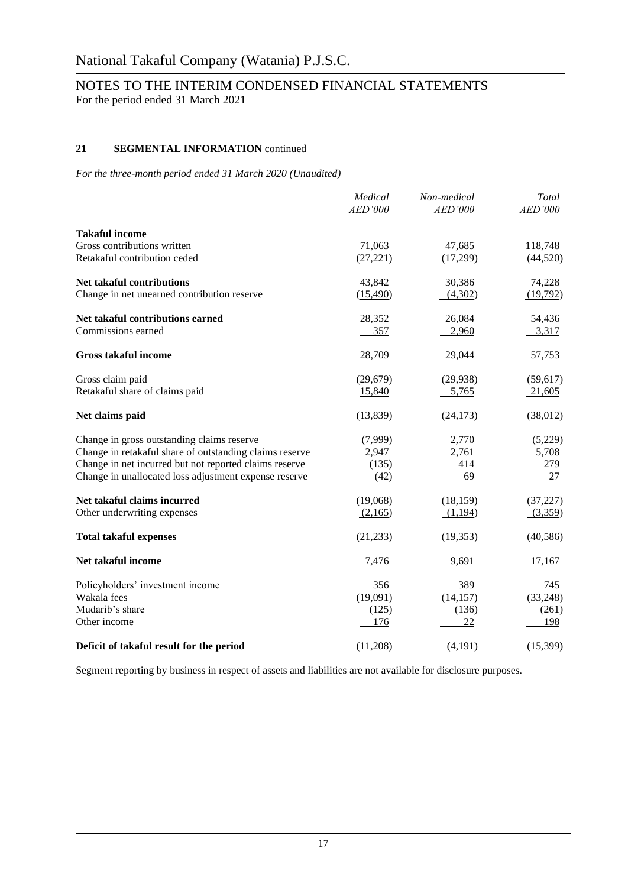National Takaful Company (Watania) P.J.S.C.

NOTES TO THE INTERIM CONDENSED FINANCIAL STATEMENTS
For the period ended 31 March 2021

## 21 SEGMENTAL INFORMATION continued

*For the three-month period ended 31 March 2020 (Unaudited)*

| | *Medical* *AED'000* | *Non-medical* *AED'000* | *Total* *AED'000* |
|---|---|---|---|
| **Takaful income** | | | |
| Gross contributions written | 71,063 | 47,685 | 118,748 |
| Retakaful contribution ceded | (27,221) | (17,299) | (44,520) |
| **Net takaful contributions** | 43,842 | 30,386 | 74,228 |
| Change in net unearned contribution reserve | (15,490) | (4,302) | (19,792) |
| **Net takaful contributions earned** | 28,352 | 26,084 | 54,436 |
| Commissions earned | 357 | 2,960 | 3,317 |
| **Gross takaful income** | 28,709 | 29,044 | 57,753 |
| Gross claim paid | (29,679) | (29,938) | (59,617) |
| Retakaful share of claims paid | 15,840 | 5,765 | 21,605 |
| **Net claims paid** | (13,839) | (24,173) | (38,012) |
| Change in gross outstanding claims reserve | (7,999) | 2,770 | (5,229) |
| Change in retakaful share of outstanding claims reserve | 2,947 | 2,761 | 5,708 |
| Change in net incurred but not reported claims reserve | (135) | 414 | 279 |
| Change in unallocated loss adjustment expense reserve | (42) | 69 | 27 |
| **Net takaful claims incurred** | (19,068) | (18,159) | (37,227) |
| Other underwriting expenses | (2,165) | (1,194) | (3,359) |
| **Total takaful expenses** | (21,233) | (19,353) | (40,586) |
| **Net takaful income** | 7,476 | 9,691 | 17,167 |
| Policyholders' investment income | 356 | 389 | 745 |
| Wakala fees | (19,091) | (14,157) | (33,248) |
| Mudarib's share | (125) | (136) | (261) |
| Other income | 176 | 22 | 198 |
| **Deficit of takaful result for the period** | (11,208) | (4,191) | (15,399) |

Segment reporting by business in respect of assets and liabilities are not available for disclosure purposes.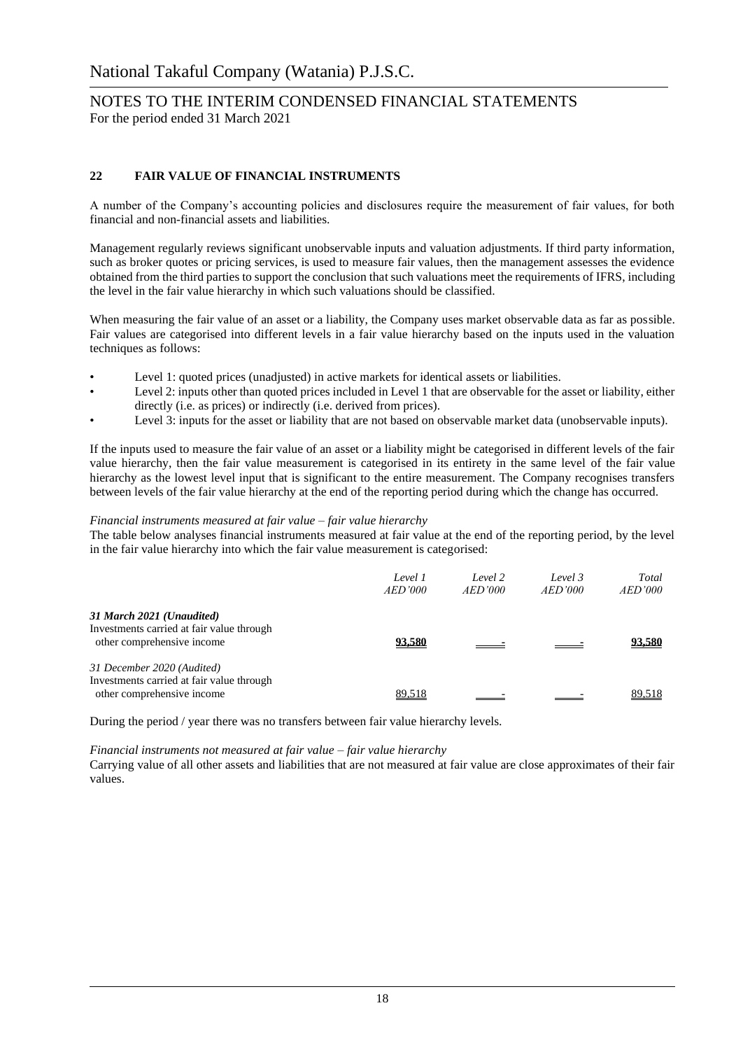# National Takaful Company (Watania) P.J.S.C.

## NOTES TO THE INTERIM CONDENSED FINANCIAL STATEMENTS
For the period ended 31 March 2021

### 22 FAIR VALUE OF FINANCIAL INSTRUMENTS

A number of the Company's accounting policies and disclosures require the measurement of fair values, for both financial and non-financial assets and liabilities.

Management regularly reviews significant unobservable inputs and valuation adjustments. If third party information, such as broker quotes or pricing services, is used to measure fair values, then the management assesses the evidence obtained from the third parties to support the conclusion that such valuations meet the requirements of IFRS, including the level in the fair value hierarchy in which such valuations should be classified.

When measuring the fair value of an asset or a liability, the Company uses market observable data as far as possible. Fair values are categorised into different levels in a fair value hierarchy based on the inputs used in the valuation techniques as follows:

- Level 1: quoted prices (unadjusted) in active markets for identical assets or liabilities.
- Level 2: inputs other than quoted prices included in Level 1 that are observable for the asset or liability, either directly (i.e. as prices) or indirectly (i.e. derived from prices).
- Level 3: inputs for the asset or liability that are not based on observable market data (unobservable inputs).

If the inputs used to measure the fair value of an asset or a liability might be categorised in different levels of the fair value hierarchy, then the fair value measurement is categorised in its entirety in the same level of the fair value hierarchy as the lowest level input that is significant to the entire measurement. The Company recognises transfers between levels of the fair value hierarchy at the end of the reporting period during which the change has occurred.

*Financial instruments measured at fair value – fair value hierarchy*
The table below analyses financial instruments measured at fair value at the end of the reporting period, by the level in the fair value hierarchy into which the fair value measurement is categorised:

| | *Level 1* *AED'000* | *Level 2* *AED'000* | *Level 3* *AED'000* | *Total* *AED'000* |
|---|---|---|---|---|
| ***31 March 2021 (Unaudited)*** | | | | |
| Investments carried at fair value through other comprehensive income | **93,580** | - | - | **93,580** |
| *31 December 2020 (Audited)* | | | | |
| Investments carried at fair value through other comprehensive income | 89,518 | - | - | 89,518 |

During the period / year there was no transfers between fair value hierarchy levels.

*Financial instruments not measured at fair value – fair value hierarchy*
Carrying value of all other assets and liabilities that are not measured at fair value are close approximates of their fair values.